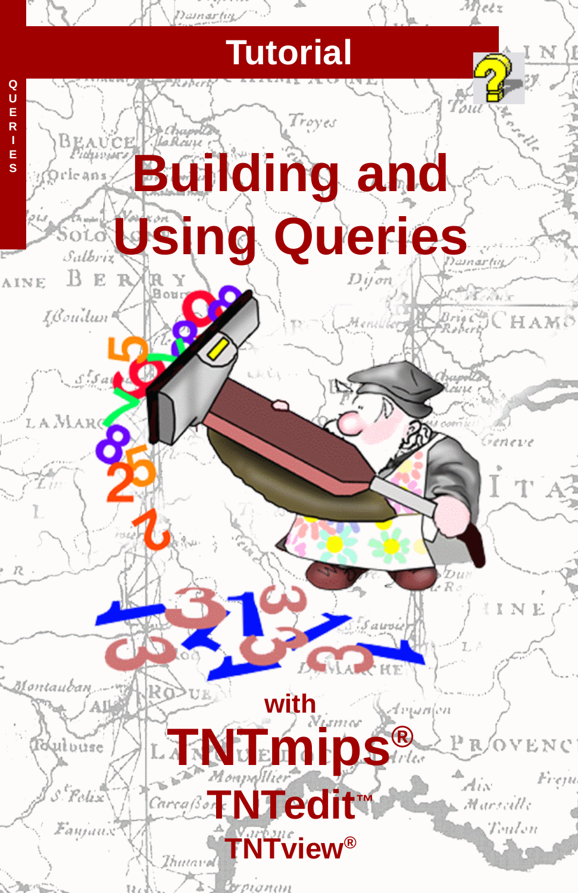QUERIES

Tutorial

# Building and Using Queries

with

**TNTmips®**

**TNTedit™**

**TNTview®**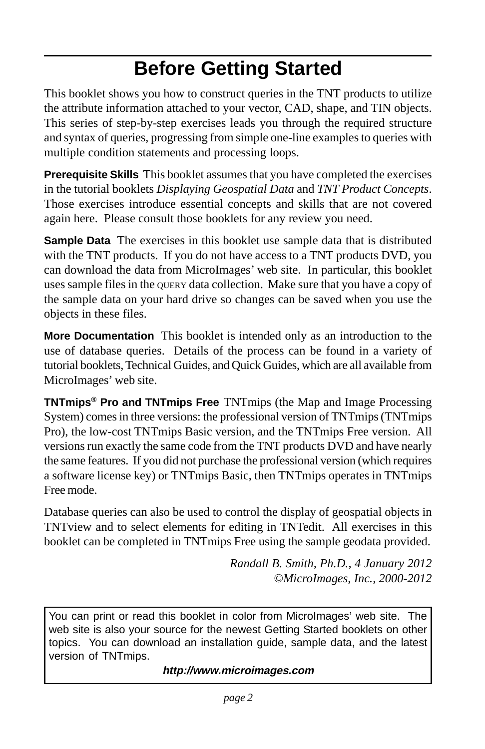# Before Getting Started

This booklet shows you how to construct queries in the TNT products to utilize the attribute information attached to your vector, CAD, shape, and TIN objects. This series of step-by-step exercises leads you through the required structure and syntax of queries, progressing from simple one-line examples to queries with multiple condition statements and processing loops.

**Prerequisite Skills** This booklet assumes that you have completed the exercises in the tutorial booklets *Displaying Geospatial Data* and *TNT Product Concepts*. Those exercises introduce essential concepts and skills that are not covered again here. Please consult those booklets for any review you need.

**Sample Data** The exercises in this booklet use sample data that is distributed with the TNT products. If you do not have access to a TNT products DVD, you can download the data from MicroImages' web site. In particular, this booklet uses sample files in the QUERY data collection. Make sure that you have a copy of the sample data on your hard drive so changes can be saved when you use the objects in these files.

**More Documentation** This booklet is intended only as an introduction to the use of database queries. Details of the process can be found in a variety of tutorial booklets, Technical Guides, and Quick Guides, which are all available from MicroImages' web site.

**TNTmips® Pro and TNTmips Free** TNTmips (the Map and Image Processing System) comes in three versions: the professional version of TNTmips (TNTmips Pro), the low-cost TNTmips Basic version, and the TNTmips Free version. All versions run exactly the same code from the TNT products DVD and have nearly the same features. If you did not purchase the professional version (which requires a software license key) or TNTmips Basic, then TNTmips operates in TNTmips Free mode.

Database queries can also be used to control the display of geospatial objects in TNTview and to select elements for editing in TNTedit. All exercises in this booklet can be completed in TNTmips Free using the sample geodata provided.

*Randall B. Smith, Ph.D., 4 January 2012*
*©MicroImages, Inc., 2000-2012*

You can print or read this booklet in color from MicroImages' web site. The web site is also your source for the newest Getting Started booklets on other topics. You can download an installation guide, sample data, and the latest version of TNTmips.

***http://www.microimages.com***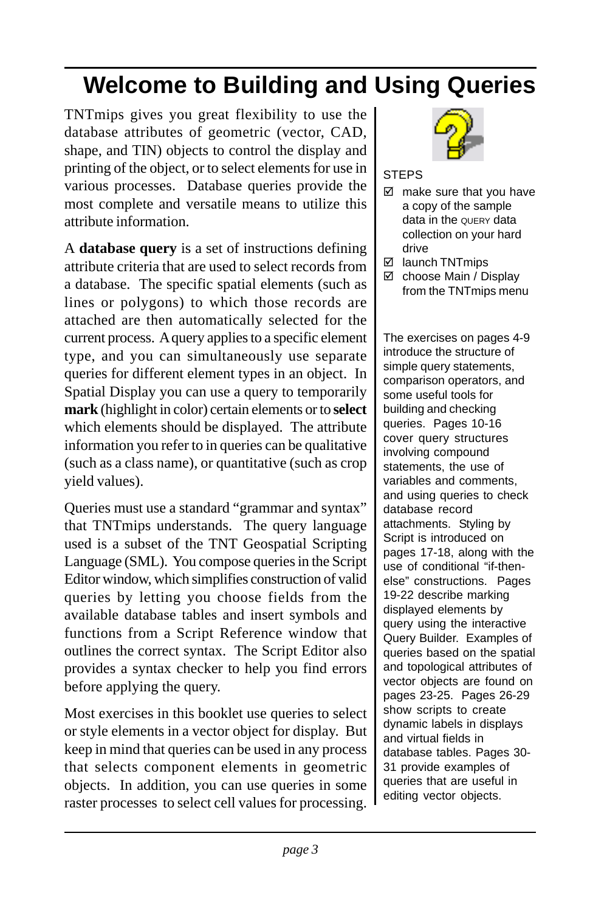# Welcome to Building and Using Queries

TNTmips gives you great flexibility to use the database attributes of geometric (vector, CAD, shape, and TIN) objects to control the display and printing of the object, or to select elements for use in various processes. Database queries provide the most complete and versatile means to utilize this attribute information.

A **database query** is a set of instructions defining attribute criteria that are used to select records from a database. The specific spatial elements (such as lines or polygons) to which those records are attached are then automatically selected for the current process. A query applies to a specific element type, and you can simultaneously use separate queries for different element types in an object. In Spatial Display you can use a query to temporarily **mark** (highlight in color) certain elements or to **select** which elements should be displayed. The attribute information you refer to in queries can be qualitative (such as a class name), or quantitative (such as crop yield values).

Queries must use a standard "grammar and syntax" that TNTmips understands. The query language used is a subset of the TNT Geospatial Scripting Language (SML). You compose queries in the Script Editor window, which simplifies construction of valid queries by letting you choose fields from the available database tables and insert symbols and functions from a Script Reference window that outlines the correct syntax. The Script Editor also provides a syntax checker to help you find errors before applying the query.

Most exercises in this booklet use queries to select or style elements in a vector object for display. But keep in mind that queries can be used in any process that selects component elements in geometric objects. In addition, you can use queries in some raster processes to select cell values for processing.

STEPS

- ☑ make sure that you have a copy of the sample data in the QUERY data collection on your hard drive
- ☑ launch TNTmips
- ☑ choose Main / Display from the TNTmips menu

The exercises on pages 4-9 introduce the structure of simple query statements, comparison operators, and some useful tools for building and checking queries. Pages 10-16 cover query structures involving compound statements, the use of variables and comments, and using queries to check database record attachments. Styling by Script is introduced on pages 17-18, along with the use of conditional "if-then-else" constructions. Pages 19-22 describe marking displayed elements by query using the interactive Query Builder. Examples of queries based on the spatial and topological attributes of vector objects are found on pages 23-25. Pages 26-29 show scripts to create dynamic labels in displays and virtual fields in database tables. Pages 30-31 provide examples of queries that are useful in editing vector objects.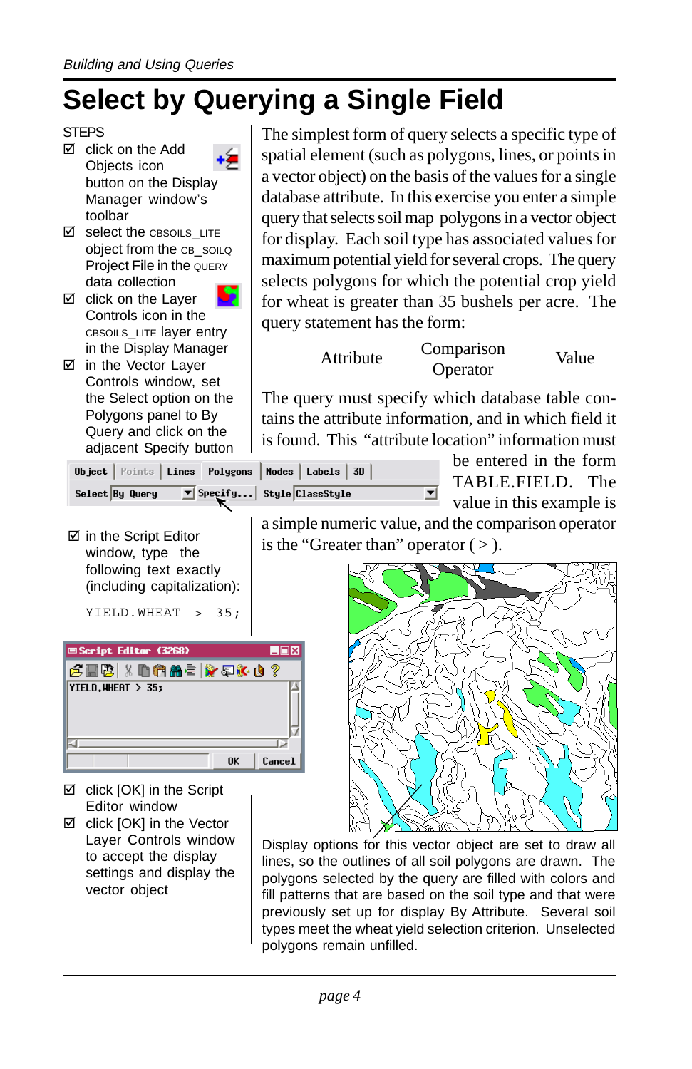# Select by Querying a Single Field

STEPS

- ☑ click on the Add Objects icon button on the Display Manager window's toolbar
- ☑ select the CBSOILS_LITE object from the CB_SOILQ Project File in the QUERY data collection
- ☑ click on the Layer Controls icon in the CBSOILS_LITE layer entry in the Display Manager
- ☑ in the Vector Layer Controls window, set the Select option on the Polygons panel to By Query and click on the adjacent Specify button

The simplest form of query selects a specific type of spatial element (such as polygons, lines, or points in a vector object) on the basis of the values for a single database attribute. In this exercise you enter a simple query that selects soil map polygons in a vector object for display. Each soil type has associated values for maximum potential yield for several crops. The query selects polygons for which the potential crop yield for wheat is greater than 35 bushels per acre. The query statement has the form:

| Attribute | Comparison Operator | Value |
|---|---|---|

The query must specify which database table contains the attribute information, and in which field it is found. This "attribute location" information must be entered in the form TABLE.FIELD. The value in this example is a simple numeric value, and the comparison operator is the "Greater than" operator ( > ).

- ☑ in the Script Editor window, type the following text exactly (including capitalization):

```
YIELD.WHEAT > 35;
```

- ☑ click [OK] in the Script Editor window
- ☑ click [OK] in the Vector Layer Controls window to accept the display settings and display the vector object

Display options for this vector object are set to draw all lines, so the outlines of all soil polygons are drawn. The polygons selected by the query are filled with colors and fill patterns that are based on the soil type and that were previously set up for display By Attribute. Several soil types meet the wheat yield selection criterion. Unselected polygons remain unfilled.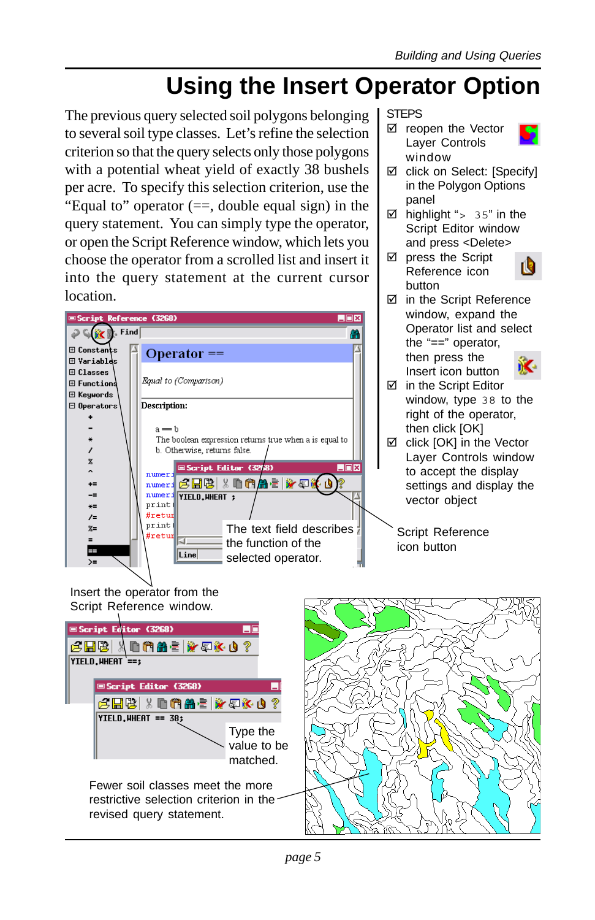# Using the Insert Operator Option

The previous query selected soil polygons belonging to several soil type classes. Let's refine the selection criterion so that the query selects only those polygons with a potential wheat yield of exactly 38 bushels per acre. To specify this selection criterion, use the "Equal to" operator (==, double equal sign) in the query statement. You can simply type the operator, or open the Script Reference window, which lets you choose the operator from a scrolled list and insert it into the query statement at the current cursor location.

STEPS

- ☑ reopen the Vector Layer Controls window
- ☑ click on Select: [Specify] in the Polygon Options panel
- ☑ highlight "> 35" in the Script Editor window and press <Delete>
- ☑ press the Script Reference icon button
- ☑ in the Script Reference window, expand the Operator list and select the "==" operator, then press the Insert icon button
- ☑ in the Script Editor window, type 38 to the right of the operator, then click [OK]
- ☑ click [OK] in the Vector Layer Controls window to accept the display settings and display the vector object

The text field describes the function of the selected operator.

Script Reference icon button

Insert the operator from the Script Reference window.

Type the value to be matched.

Fewer soil classes meet the more restrictive selection criterion in the revised query statement.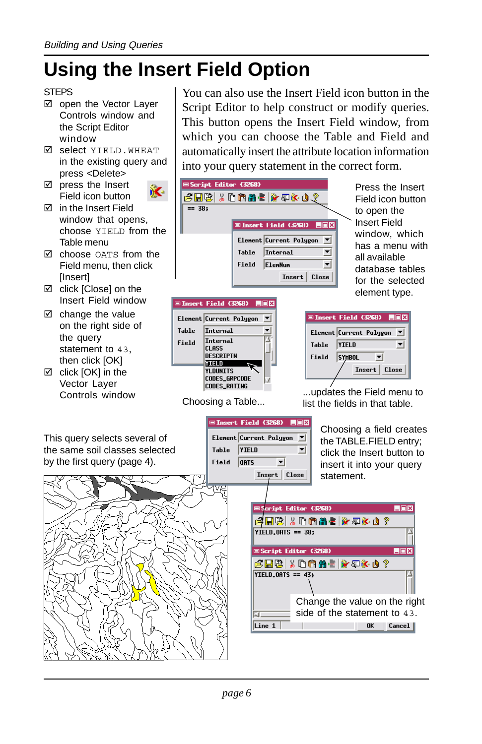# Using the Insert Field Option

STEPS

- ☑ open the Vector Layer Controls window and the Script Editor window
- ☑ select `YIELD.WHEAT` in the existing query and press <Delete>
- ☑ press the Insert Field icon button
- ☑ in the Insert Field window that opens, choose `YIELD` from the Table menu
- ☑ choose `OATS` from the Field menu, then click [Insert]
- ☑ click [Close] on the Insert Field window
- ☑ change the value on the right side of the query statement to `43`, then click [OK]
- ☑ click [OK] in the Vector Layer Controls window

You can also use the Insert Field icon button in the Script Editor to help construct or modify queries. This button opens the Insert Field window, from which you can choose the Table and Field and automatically insert the attribute location information into your query statement in the correct form.

Press the Insert Field icon button to open the Insert Field window, which has a menu with all available database tables for the selected element type.

Choosing a Table...

...updates the Field menu to list the fields in that table.

Choosing a field creates the TABLE.FIELD entry; click the Insert button to insert it into your query statement.

This query selects several of the same soil classes selected by the first query (page 4).

Change the value on the right side of the statement to `43`.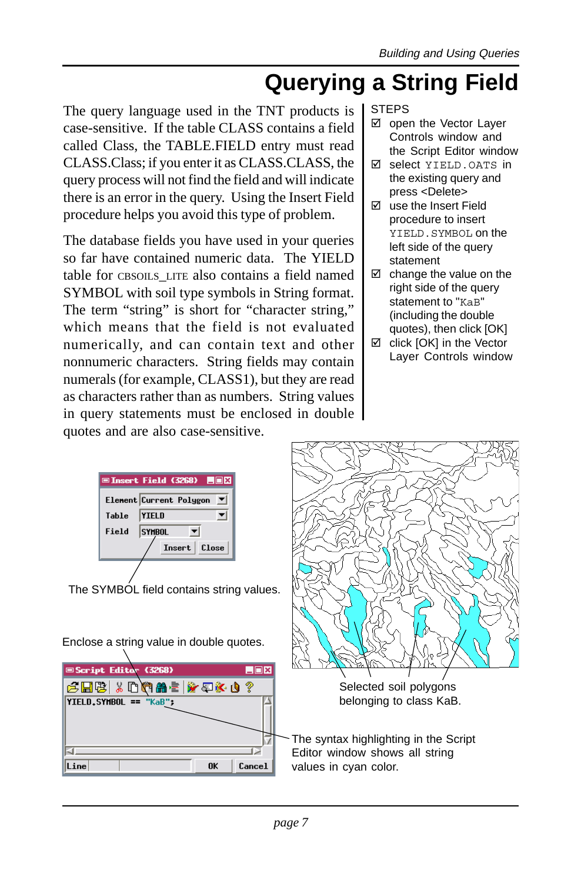# Querying a String Field

The query language used in the TNT products is case-sensitive. If the table CLASS contains a field called Class, the TABLE.FIELD entry must read CLASS.Class; if you enter it as CLASS.CLASS, the query process will not find the field and will indicate there is an error in the query. Using the Insert Field procedure helps you avoid this type of problem.

The database fields you have used in your queries so far have contained numeric data. The YIELD table for CBSOILS_LITE also contains a field named SYMBOL with soil type symbols in String format. The term "string" is short for "character string," which means that the field is not evaluated numerically, and can contain text and other nonnumeric characters. String fields may contain numerals (for example, CLASS1), but they are read as characters rather than as numbers. String values in query statements must be enclosed in double quotes and are also case-sensitive.

STEPS

- ☑ open the Vector Layer Controls window and the Script Editor window
- ☑ select `YIELD.OATS` in the existing query and press <Delete>
- ☑ use the Insert Field procedure to insert `YIELD.SYMBOL` on the left side of the query statement
- ☑ change the value on the right side of the query statement to "`KaB`" (including the double quotes), then click [OK]
- ☑ click [OK] in the Vector Layer Controls window

The SYMBOL field contains string values.

Enclose a string value in double quotes.

```
YIELD.SYMBOL == "KaB";
```

Selected soil polygons belonging to class KaB.

The syntax highlighting in the Script Editor window shows all string values in cyan color.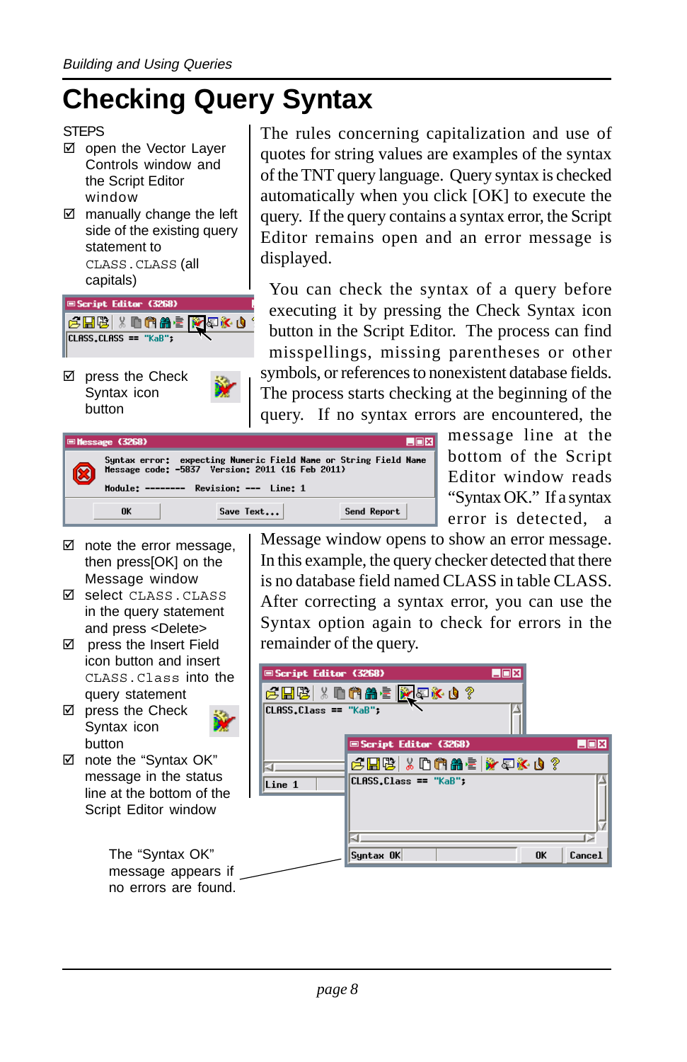# Checking Query Syntax

STEPS

- ☑ open the Vector Layer Controls window and the Script Editor window
- ☑ manually change the left side of the existing query statement to CLASS.CLASS (all capitals)
- ☑ press the Check Syntax icon button

The rules concerning capitalization and use of quotes for string values are examples of the syntax of the TNT query language. Query syntax is checked automatically when you click [OK] to execute the query. If the query contains a syntax error, the Script Editor remains open and an error message is displayed.

You can check the syntax of a query before executing it by pressing the Check Syntax icon button in the Script Editor. The process can find misspellings, missing parentheses or other symbols, or references to nonexistent database fields. The process starts checking at the beginning of the query. If no syntax errors are encountered, the message line at the bottom of the Script Editor window reads "Syntax OK." If a syntax error is detected, a Message window opens to show an error message. In this example, the query checker detected that there is no database field named CLASS in table CLASS. After correcting a syntax error, you can use the Syntax option again to check for errors in the remainder of the query.

- ☑ note the error message, then press[OK] on the Message window
- ☑ select CLASS.CLASS in the query statement and press <Delete>
- ☑ press the Insert Field icon button and insert CLASS.Class into the query statement
- ☑ press the Check Syntax icon button
- ☑ note the "Syntax OK" message in the status line at the bottom of the Script Editor window

The "Syntax OK" message appears if no errors are found.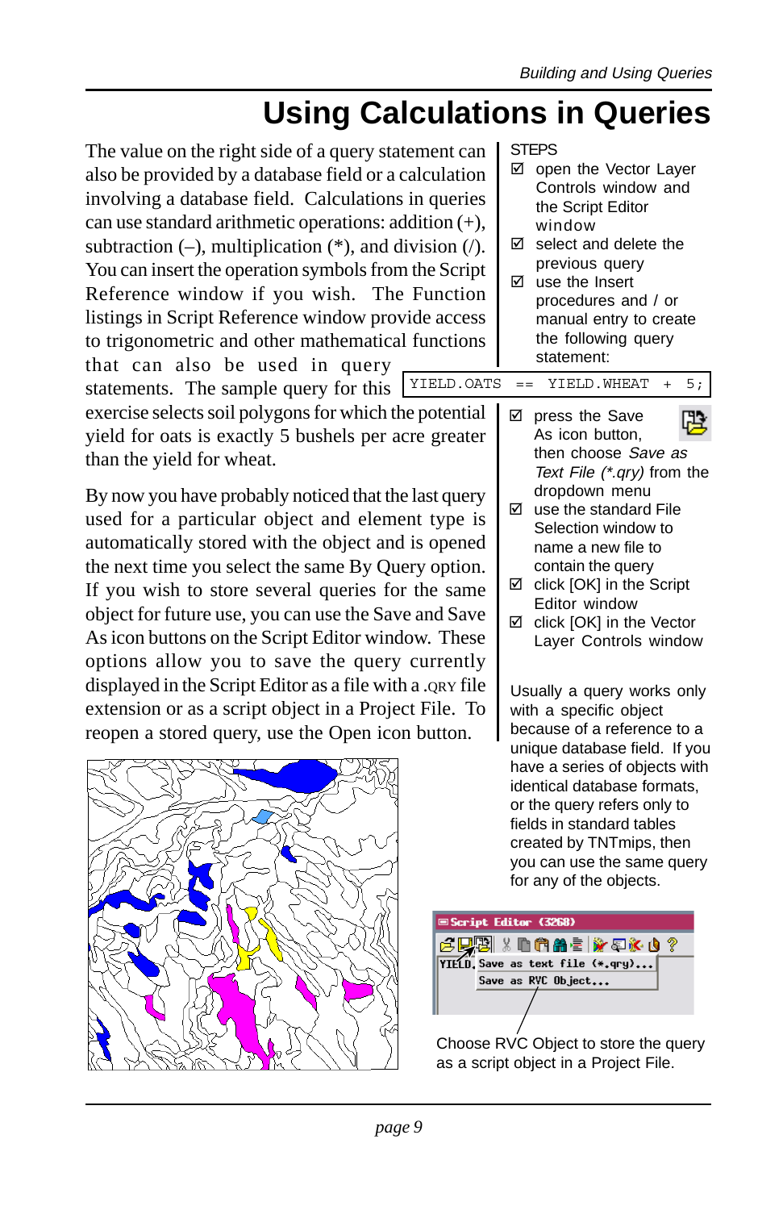# Using Calculations in Queries

The value on the right side of a query statement can also be provided by a database field or a calculation involving a database field. Calculations in queries can use standard arithmetic operations: addition (+), subtraction (–), multiplication (*), and division (/). You can insert the operation symbols from the Script Reference window if you wish. The Function listings in Script Reference window provide access to trigonometric and other mathematical functions that can also be used in query statements. The sample query for this exercise selects soil polygons for which the potential yield for oats is exactly 5 bushels per acre greater than the yield for wheat.

By now you have probably noticed that the last query used for a particular object and element type is automatically stored with the object and is opened the next time you select the same By Query option. If you wish to store several queries for the same object for future use, you can use the Save and Save As icon buttons on the Script Editor window. These options allow you to save the query currently displayed in the Script Editor as a file with a .QRY file extension or as a script object in a Project File. To reopen a stored query, use the Open icon button.

STEPS

- ☑ open the Vector Layer Controls window and the Script Editor window
- ☑ select and delete the previous query
- ☑ use the Insert procedures and / or manual entry to create the following query statement:

```
YIELD.OATS == YIELD.WHEAT + 5;
```

- ☑ press the Save As icon button, then choose *Save as Text File (*.qry)* from the dropdown menu
- ☑ use the standard File Selection window to name a new file to contain the query
- ☑ click [OK] in the Script Editor window
- ☑ click [OK] in the Vector Layer Controls window

Usually a query works only with a specific object because of a reference to a unique database field. If you have a series of objects with identical database formats, or the query refers only to fields in standard tables created by TNTmips, then you can use the same query for any of the objects.

Choose RVC Object to store the query as a script object in a Project File.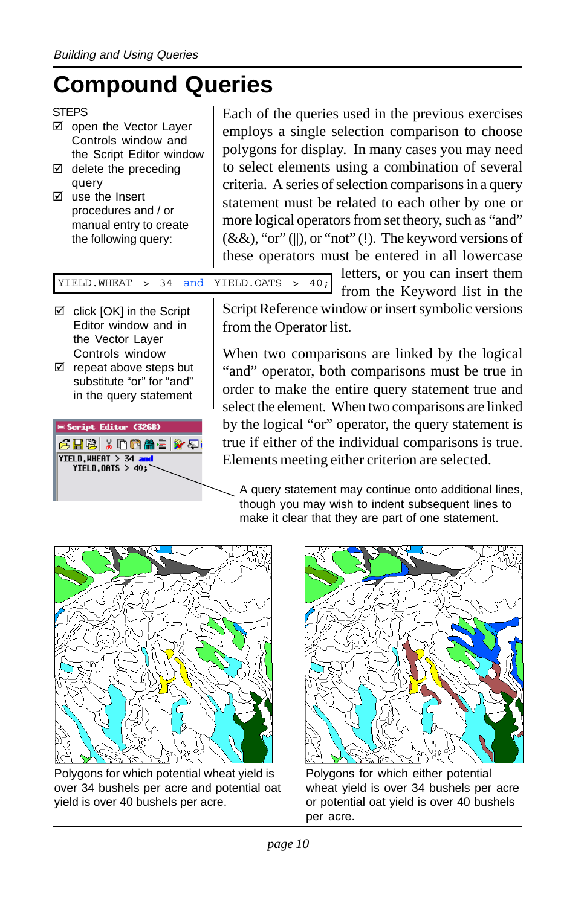# Compound Queries

STEPS

- ☑ open the Vector Layer Controls window and the Script Editor window
- ☑ delete the preceding query
- ☑ use the Insert procedures and / or manual entry to create the following query:

```
YIELD.WHEAT > 34 and YIELD.OATS > 40;
```

- ☑ click [OK] in the Script Editor window and in the Vector Layer Controls window
- ☑ repeat above steps but substitute “or” for “and” in the query statement

Each of the queries used in the previous exercises employs a single selection comparison to choose polygons for display. In many cases you may need to select elements using a combination of several criteria. A series of selection comparisons in a query statement must be related to each other by one or more logical operators from set theory, such as “and” (&&), “or” (||), or “not” (!). The keyword versions of these operators must be entered in all lowercase letters, or you can insert them from the Keyword list in the Script Reference window or insert symbolic versions from the Operator list.

When two comparisons are linked by the logical “and” operator, both comparisons must be true in order to make the entire query statement true and select the element. When two comparisons are linked by the logical “or” operator, the query statement is true if either of the individual comparisons is true. Elements meeting either criterion are selected.

```
YIELD.WHEAT > 34 and
    YIELD.OATS > 40;
```

A query statement may continue onto additional lines, though you may wish to indent subsequent lines to make it clear that they are part of one statement.

Polygons for which potential wheat yield is over 34 bushels per acre and potential oat yield is over 40 bushels per acre.

Polygons for which either potential wheat yield is over 34 bushels per acre or potential oat yield is over 40 bushels per acre.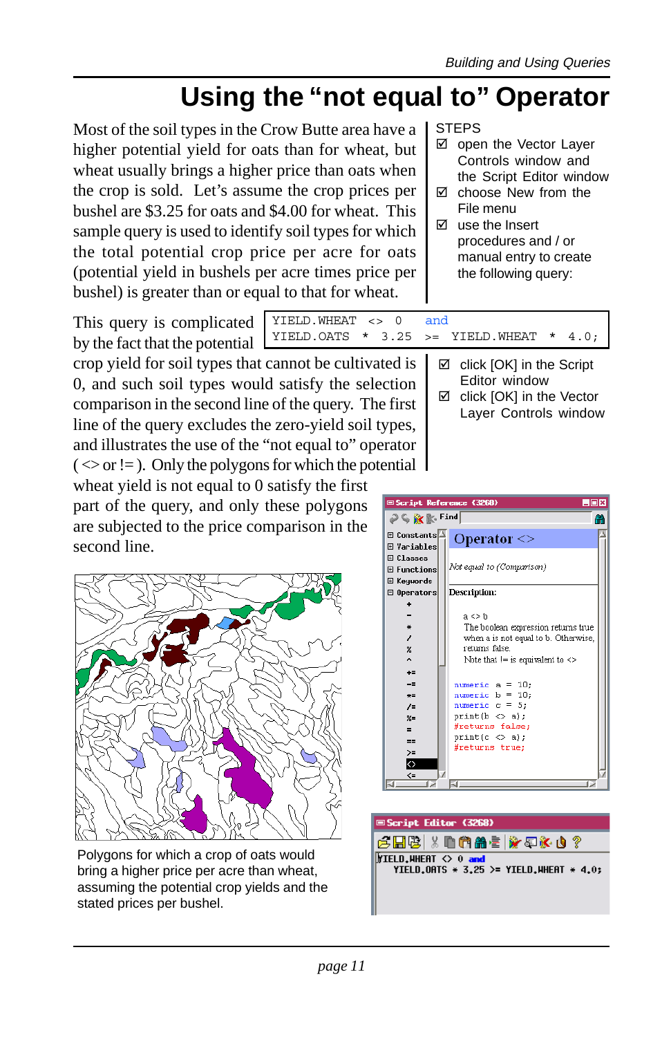# Using the "not equal to" Operator

Most of the soil types in the Crow Butte area have a higher potential yield for oats than for wheat, but wheat usually brings a higher price than oats when the crop is sold. Let's assume the crop prices per bushel are $3.25 for oats and $4.00 for wheat. This sample query is used to identify soil types for which the total potential crop price per acre for oats (potential yield in bushels per acre times price per bushel) is greater than or equal to that for wheat.

STEPS

- ☑ open the Vector Layer Controls window and the Script Editor window
- ☑ choose New from the File menu
- ☑ use the Insert procedures and / or manual entry to create the following query:

```
YIELD.WHEAT  <>  0   and
YIELD.OATS  *  3.25  >=  YIELD.WHEAT  *  4.0;
```

- ☑ click [OK] in the Script Editor window
- ☑ click [OK] in the Vector Layer Controls window

This query is complicated by the fact that the potential crop yield for soil types that cannot be cultivated is 0, and such soil types would satisfy the selection comparison in the second line of the query. The first line of the query excludes the zero-yield soil types, and illustrates the use of the "not equal to" operator ( <> or != ). Only the polygons for which the potential wheat yield is not equal to 0 satisfy the first part of the query, and only these polygons are subjected to the price comparison in the second line.

Polygons for which a crop of oats would bring a higher price per acre than wheat, assuming the potential crop yields and the stated prices per bushel.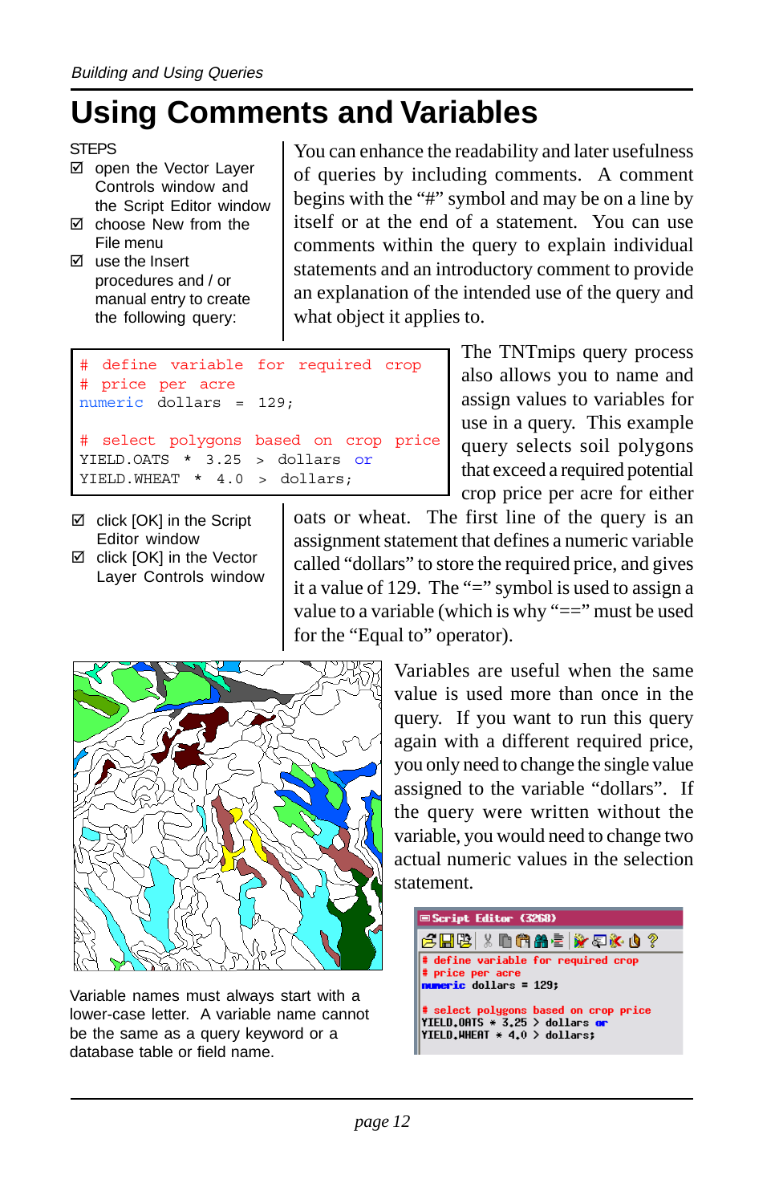# Using Comments and Variables

STEPS

- ☑ open the Vector Layer Controls window and the Script Editor window
- ☑ choose New from the File menu
- ☑ use the Insert procedures and / or manual entry to create the following query:

You can enhance the readability and later usefulness of queries by including comments. A comment begins with the "#" symbol and may be on a line by itself or at the end of a statement. You can use comments within the query to explain individual statements and an introductory comment to provide an explanation of the intended use of the query and what object it applies to.

```
# define variable for required crop
# price per acre
numeric dollars = 129;

# select polygons based on crop price
YIELD.OATS * 3.25 > dollars or
YIELD.WHEAT * 4.0 > dollars;
```

The TNTmips query process also allows you to name and assign values to variables for use in a query. This example query selects soil polygons that exceed a required potential crop price per acre for either oats or wheat. The first line of the query is an assignment statement that defines a numeric variable called "dollars" to store the required price, and gives it a value of 129. The "=" symbol is used to assign a value to a variable (which is why "==" must be used for the "Equal to" operator).

- ☑ click [OK] in the Script Editor window
- ☑ click [OK] in the Vector Layer Controls window

Variables are useful when the same value is used more than once in the query. If you want to run this query again with a different required price, you only need to change the single value assigned to the variable "dollars". If the query were written without the variable, you would need to change two actual numeric values in the selection statement.

Variable names must always start with a lower-case letter. A variable name cannot be the same as a query keyword or a database table or field name.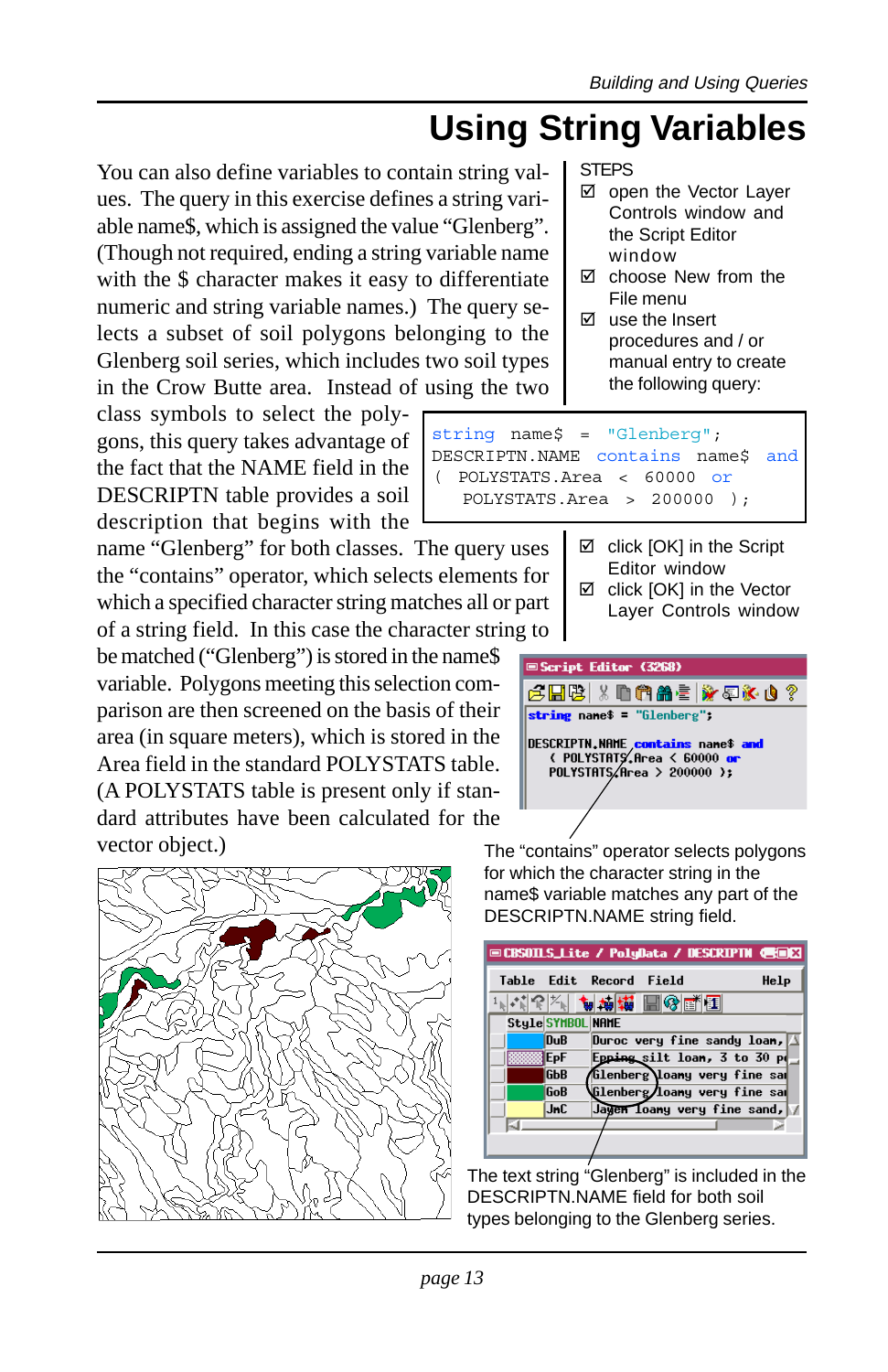# Using String Variables

You can also define variables to contain string values. The query in this exercise defines a string variable name$, which is assigned the value “Glenberg”. (Though not required, ending a string variable name with the $ character makes it easy to differentiate numeric and string variable names.) The query selects a subset of soil polygons belonging to the Glenberg soil series, which includes two soil types in the Crow Butte area. Instead of using the two class symbols to select the polygons, this query takes advantage of the fact that the NAME field in the DESCRIPTN table provides a soil description that begins with the name “Glenberg” for both classes. The query uses the “contains” operator, which selects elements for which a specified character string matches all or part of a string field. In this case the character string to be matched (“Glenberg”) is stored in the name$ variable. Polygons meeting this selection comparison are then screened on the basis of their area (in square meters), which is stored in the Area field in the standard POLYSTATS table. (A POLYSTATS table is present only if standard attributes have been calculated for the vector object.)

STEPS

- ☑ open the Vector Layer Controls window and the Script Editor window
- ☑ choose New from the File menu
- ☑ use the Insert procedures and / or manual entry to create the following query:

```
string  name$  =  "Glenberg";
DESCRIPTN.NAME  contains  name$  and
(  POLYSTATS.Area  <  60000  or
   POLYSTATS.Area  >  200000  );
```

- ☑ click [OK] in the Script Editor window
- ☑ click [OK] in the Vector Layer Controls window

The “contains” operator selects polygons for which the character string in the name$ variable matches any part of the DESCRIPTN.NAME string field.

The text string “Glenberg” is included in the DESCRIPTN.NAME field for both soil types belonging to the Glenberg series.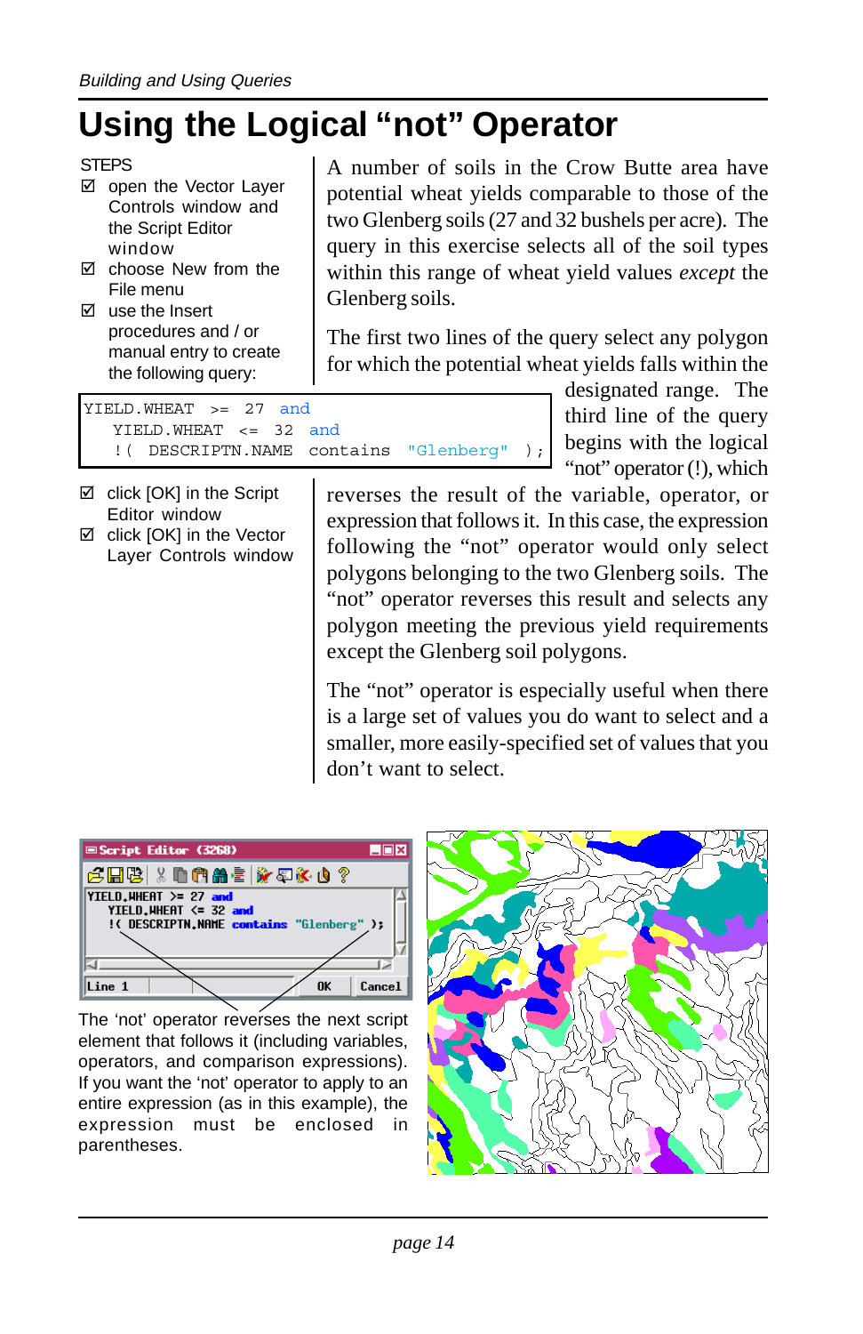# Using the Logical “not” Operator

STEPS

- ☑ open the Vector Layer Controls window and the Script Editor window
- ☑ choose New from the File menu
- ☑ use the Insert procedures and / or manual entry to create the following query:

```
YIELD.WHEAT  >=  27  and
   YIELD.WHEAT  <=  32  and
   !(  DESCRIPTN.NAME  contains  "Glenberg"  );
```

- ☑ click [OK] in the Script Editor window
- ☑ click [OK] in the Vector Layer Controls window

A number of soils in the Crow Butte area have potential wheat yields comparable to those of the two Glenberg soils (27 and 32 bushels per acre). The query in this exercise selects all of the soil types within this range of wheat yield values *except* the Glenberg soils.

The first two lines of the query select any polygon for which the potential wheat yields falls within the designated range. The third line of the query begins with the logical “not” operator (!), which reverses the result of the variable, operator, or expression that follows it. In this case, the expression following the “not” operator would only select polygons belonging to the two Glenberg soils. The “not” operator reverses this result and selects any polygon meeting the previous yield requirements except the Glenberg soil polygons.

The “not” operator is especially useful when there is a large set of values you do want to select and a smaller, more easily-specified set of values that you don’t want to select.

The ‘not’ operator reverses the next script element that follows it (including variables, operators, and comparison expressions). If you want the ‘not’ operator to apply to an entire expression (as in this example), the expression must be enclosed in parentheses.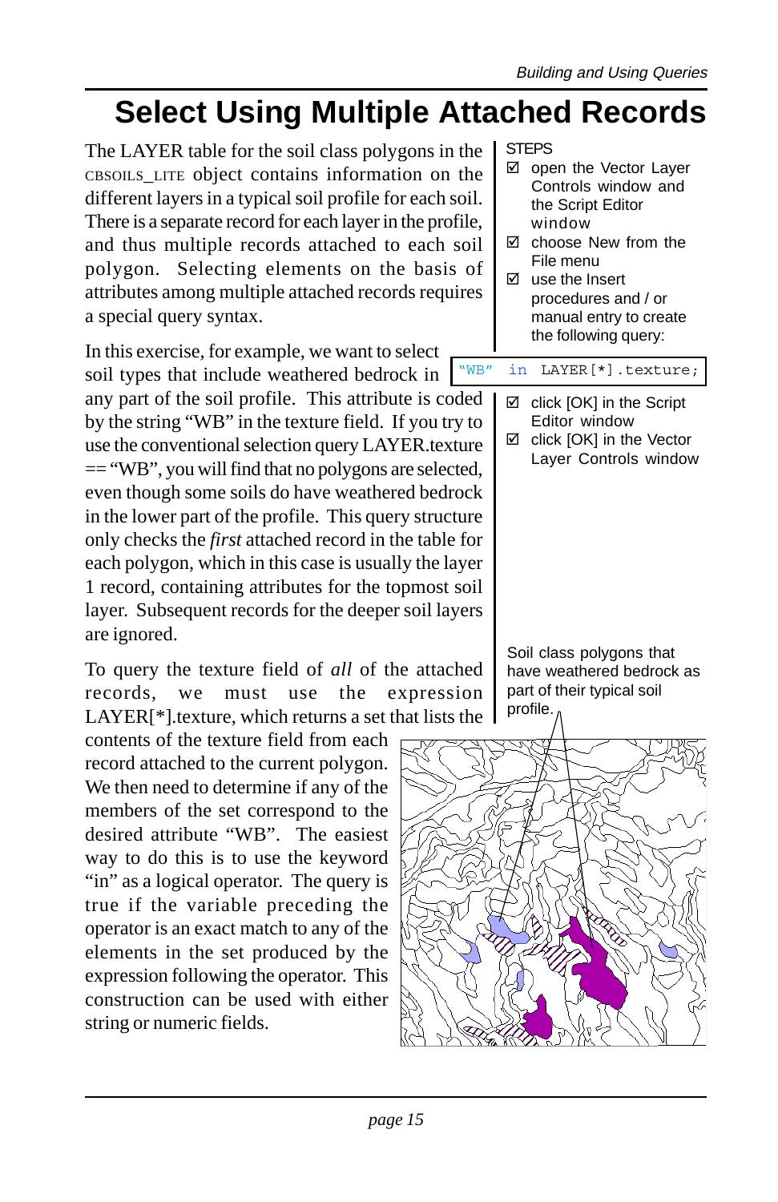# Select Using Multiple Attached Records

The LAYER table for the soil class polygons in the CBSOILS_LITE object contains information on the different layers in a typical soil profile for each soil. There is a separate record for each layer in the profile, and thus multiple records attached to each soil polygon. Selecting elements on the basis of attributes among multiple attached records requires a special query syntax.

In this exercise, for example, we want to select soil types that include weathered bedrock in any part of the soil profile. This attribute is coded by the string "WB" in the texture field. If you try to use the conventional selection query LAYER.texture == "WB", you will find that no polygons are selected, even though some soils do have weathered bedrock in the lower part of the profile. This query structure only checks the *first* attached record in the table for each polygon, which in this case is usually the layer 1 record, containing attributes for the topmost soil layer. Subsequent records for the deeper soil layers are ignored.

To query the texture field of *all* of the attached records, we must use the expression LAYER[*].texture, which returns a set that lists the contents of the texture field from each record attached to the current polygon. We then need to determine if any of the members of the set correspond to the desired attribute "WB". The easiest way to do this is to use the keyword "in" as a logical operator. The query is true if the variable preceding the operator is an exact match to any of the elements in the set produced by the expression following the operator. This construction can be used with either string or numeric fields.

STEPS

- ☑ open the Vector Layer Controls window and the Script Editor window
- ☑ choose New from the File menu
- ☑ use the Insert procedures and / or manual entry to create the following query:

```
"WB" in LAYER[*].texture;
```

- ☑ click [OK] in the Script Editor window
- ☑ click [OK] in the Vector Layer Controls window

Soil class polygons that have weathered bedrock as part of their typical soil profile.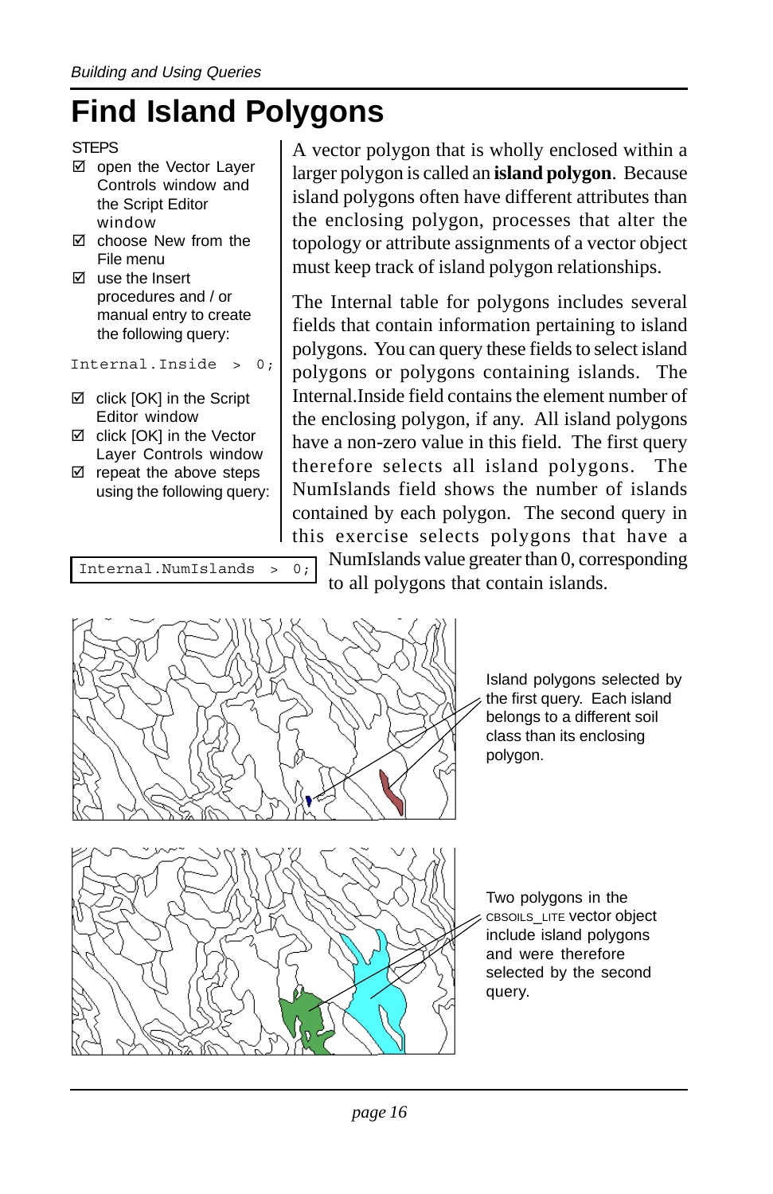# Find Island Polygons

STEPS

- ☑ open the Vector Layer Controls window and the Script Editor window
- ☑ choose New from the File menu
- ☑ use the Insert procedures and / or manual entry to create the following query:

```
Internal.Inside > 0;
```

- ☑ click [OK] in the Script Editor window
- ☑ click [OK] in the Vector Layer Controls window
- ☑ repeat the above steps using the following query:

```
Internal.NumIslands > 0;
```

A vector polygon that is wholly enclosed within a larger polygon is called an **island polygon**. Because island polygons often have different attributes than the enclosing polygon, processes that alter the topology or attribute assignments of a vector object must keep track of island polygon relationships.

The Internal table for polygons includes several fields that contain information pertaining to island polygons. You can query these fields to select island polygons or polygons containing islands. The Internal.Inside field contains the element number of the enclosing polygon, if any. All island polygons have a non-zero value in this field. The first query therefore selects all island polygons. The NumIslands field shows the number of islands contained by each polygon. The second query in this exercise selects polygons that have a NumIslands value greater than 0, corresponding to all polygons that contain islands.

Island polygons selected by the first query. Each island belongs to a different soil class than its enclosing polygon.

Two polygons in the CBSOILS_LITE vector object include island polygons and were therefore selected by the second query.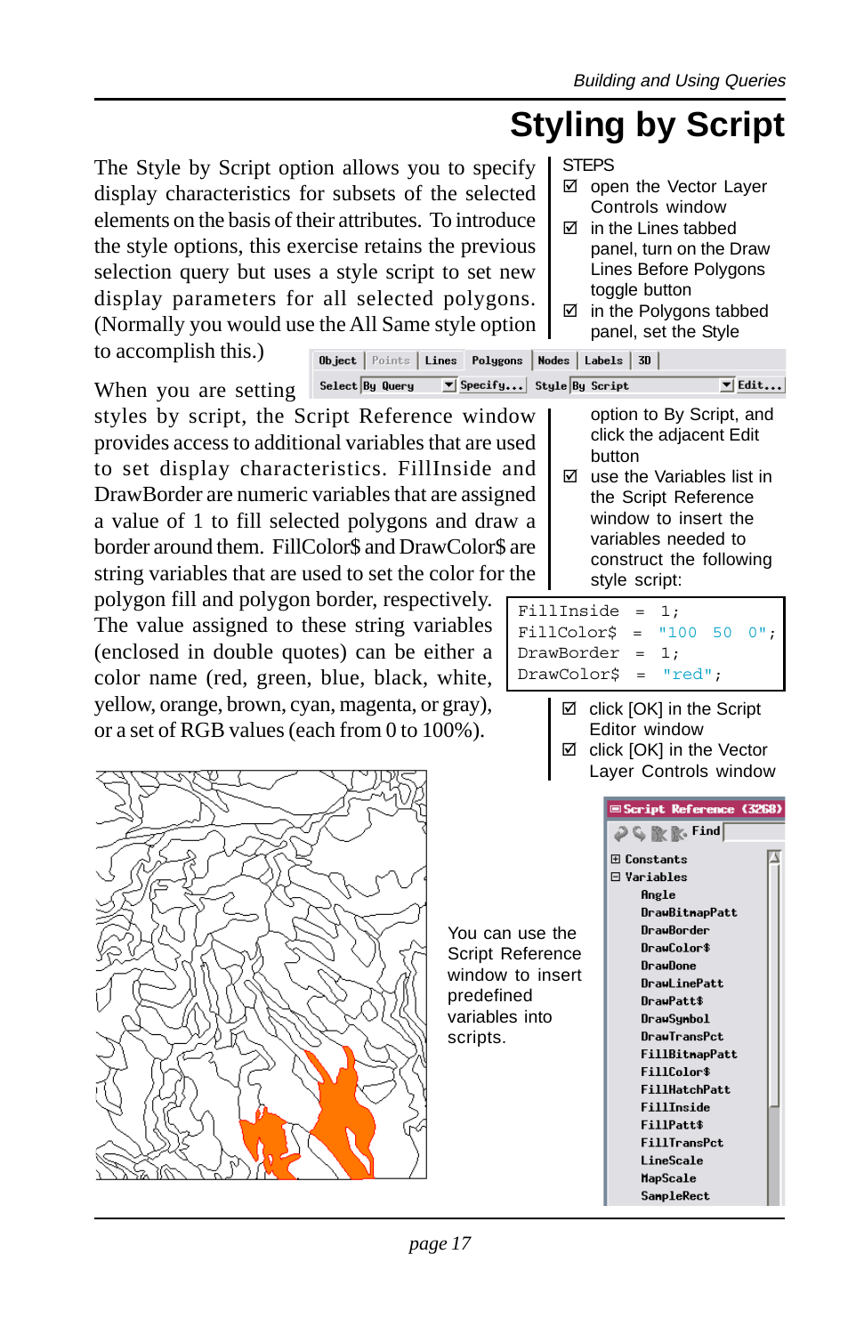# Styling by Script

The Style by Script option allows you to specify display characteristics for subsets of the selected elements on the basis of their attributes. To introduce the style options, this exercise retains the previous selection query but uses a style script to set new display parameters for all selected polygons. (Normally you would use the All Same style option to accomplish this.)

When you are setting styles by script, the Script Reference window provides access to additional variables that are used to set display characteristics. FillInside and DrawBorder are numeric variables that are assigned a value of 1 to fill selected polygons and draw a border around them. FillColor$ and DrawColor$ are string variables that are used to set the color for the polygon fill and polygon border, respectively. The value assigned to these string variables (enclosed in double quotes) can be either a color name (red, green, blue, black, white, yellow, orange, brown, cyan, magenta, or gray), or a set of RGB values (each from 0 to 100%).

STEPS

- ☑ open the Vector Layer Controls window
- ☑ in the Lines tabbed panel, turn on the Draw Lines Before Polygons toggle button
- ☑ in the Polygons tabbed panel, set the Style option to By Script, and click the adjacent Edit button
- ☑ use the Variables list in the Script Reference window to insert the variables needed to construct the following style script:

```
FillInside  =  1;
FillColor$  =  "100  50  0";
DrawBorder  =  1;
DrawColor$  =  "red";
```

- ☑ click [OK] in the Script Editor window
- ☑ click [OK] in the Vector Layer Controls window

You can use the Script Reference window to insert predefined variables into scripts.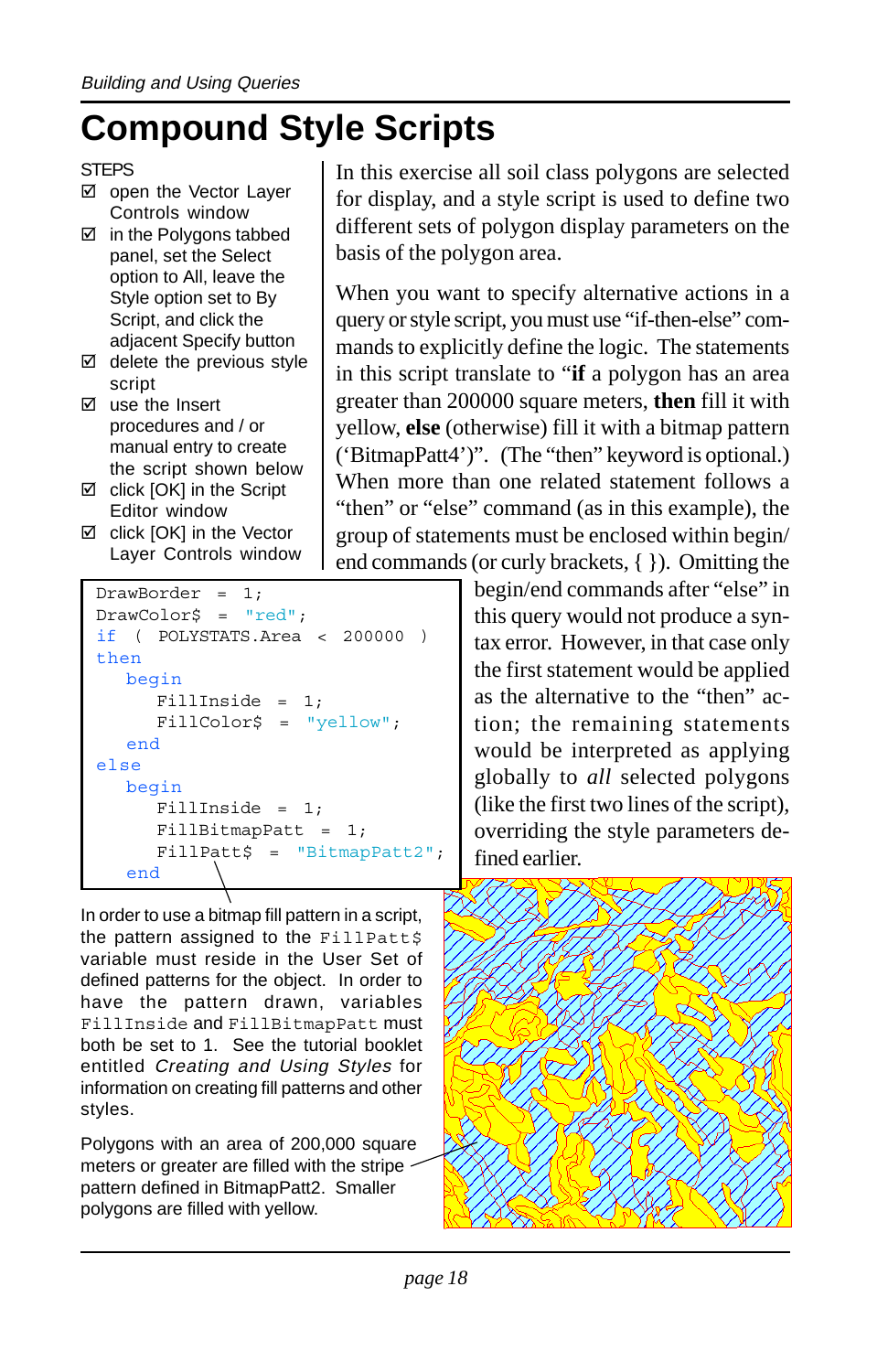# Compound Style Scripts

STEPS

- ☑ open the Vector Layer Controls window
- ☑ in the Polygons tabbed panel, set the Select option to All, leave the Style option set to By Script, and click the adjacent Specify button
- ☑ delete the previous style script
- ☑ use the Insert procedures and / or manual entry to create the script shown below
- ☑ click [OK] in the Script Editor window
- ☑ click [OK] in the Vector Layer Controls window

In this exercise all soil class polygons are selected for display, and a style script is used to define two different sets of polygon display parameters on the basis of the polygon area.

When you want to specify alternative actions in a query or style script, you must use "if-then-else" commands to explicitly define the logic. The statements in this script translate to "**if** a polygon has an area greater than 200000 square meters, **then** fill it with yellow, **else** (otherwise) fill it with a bitmap pattern ('BitmapPatt4')". (The "then" keyword is optional.) When more than one related statement follows a "then" or "else" command (as in this example), the group of statements must be enclosed within begin/end commands (or curly brackets, { }). Omitting the begin/end commands after "else" in this query would not produce a syntax error. However, in that case only the first statement would be applied as the alternative to the "then" action; the remaining statements would be interpreted as applying globally to *all* selected polygons (like the first two lines of the script), overriding the style parameters defined earlier.

```
DrawBorder = 1;
DrawColor$ = "red";
if ( POLYSTATS.Area < 200000 )
then
   begin
      FillInside = 1;
      FillColor$ = "yellow";
   end
else
   begin
      FillInside = 1;
      FillBitmapPatt = 1;
      FillPatt$ = "BitmapPatt2";
   end
```

In order to use a bitmap fill pattern in a script, the pattern assigned to the `FillPatt$` variable must reside in the User Set of defined patterns for the object. In order to have the pattern drawn, variables `FillInside` and `FillBitmapPatt` must both be set to 1. See the tutorial booklet entitled *Creating and Using Styles* for information on creating fill patterns and other styles.

Polygons with an area of 200,000 square meters or greater are filled with the stripe pattern defined in BitmapPatt2. Smaller polygons are filled with yellow.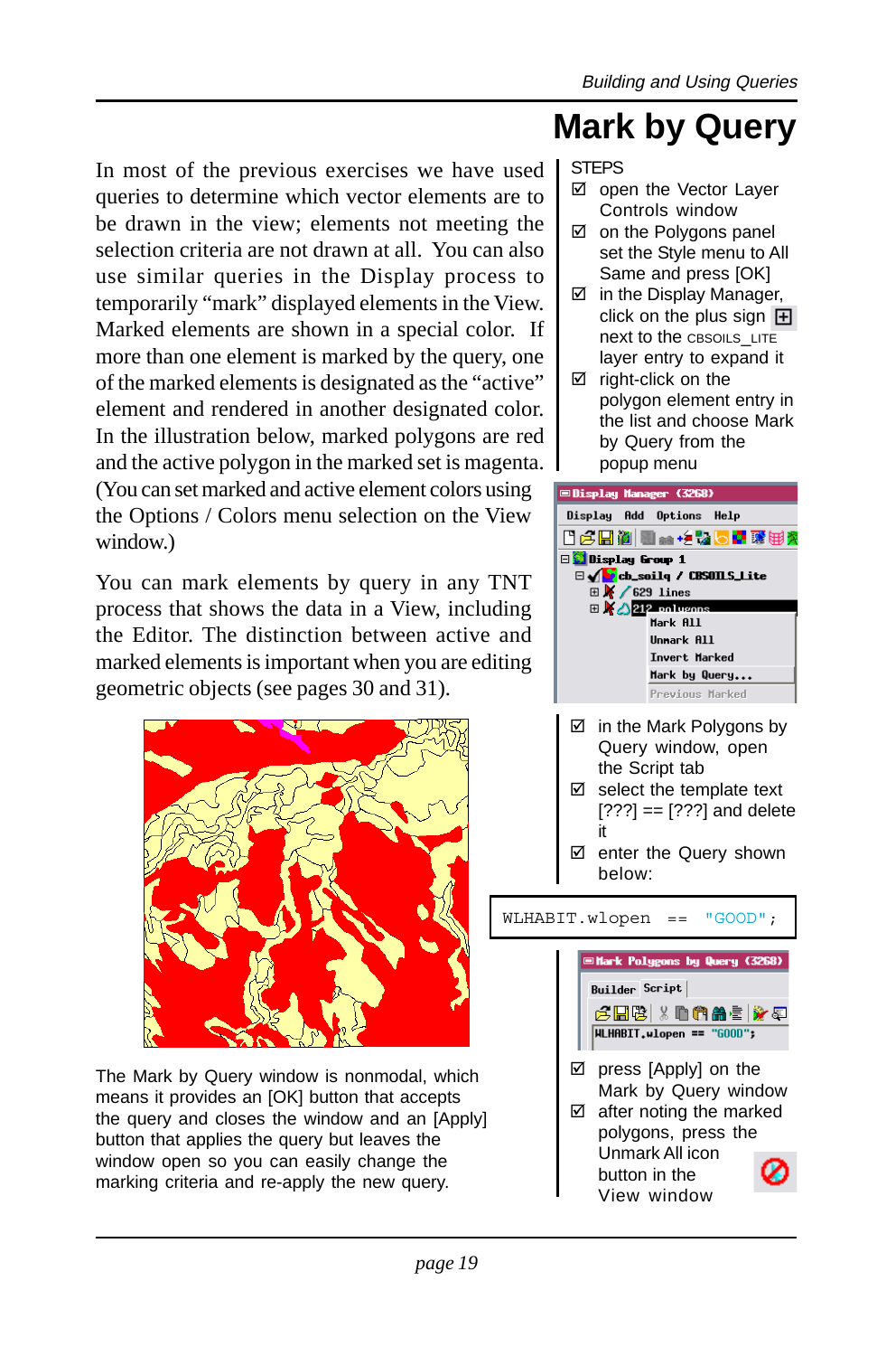# Mark by Query

In most of the previous exercises we have used queries to determine which vector elements are to be drawn in the view; elements not meeting the selection criteria are not drawn at all. You can also use similar queries in the Display process to temporarily "mark" displayed elements in the View. Marked elements are shown in a special color. If more than one element is marked by the query, one of the marked elements is designated as the "active" element and rendered in another designated color. In the illustration below, marked polygons are red and the active polygon in the marked set is magenta. (You can set marked and active element colors using the Options / Colors menu selection on the View window.)

You can mark elements by query in any TNT process that shows the data in a View, including the Editor. The distinction between active and marked elements is important when you are editing geometric objects (see pages 30 and 31).

The Mark by Query window is nonmodal, which means it provides an [OK] button that accepts the query and closes the window and an [Apply] button that applies the query but leaves the window open so you can easily change the marking criteria and re-apply the new query.

STEPS

- ☑ open the Vector Layer Controls window
- ☑ on the Polygons panel set the Style menu to All Same and press [OK]
- ☑ in the Display Manager, click on the plus sign next to the CBSOILS_LITE layer entry to expand it
- ☑ right-click on the polygon element entry in the list and choose Mark by Query from the popup menu
- ☑ in the Mark Polygons by Query window, open the Script tab
- ☑ select the template text [???] == [???] and delete it
- ☑ enter the Query shown below:

```
WLHABIT.wlopen == "GOOD";
```

- ☑ press [Apply] on the Mark by Query window
- ☑ after noting the marked polygons, press the Unmark All icon button in the View window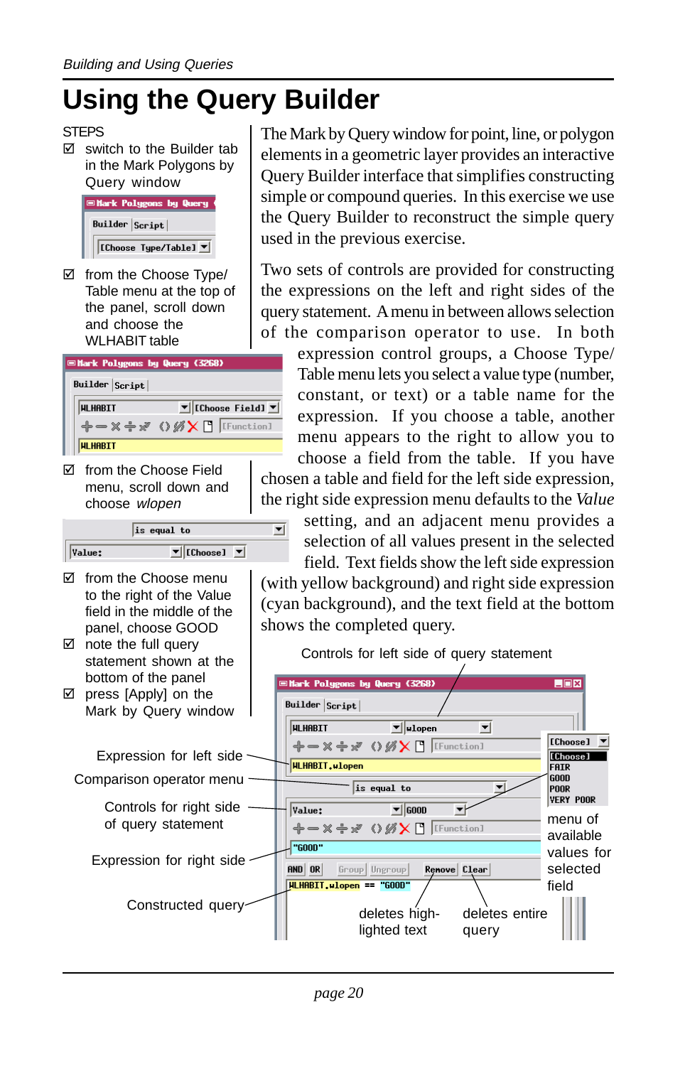# Using the Query Builder

STEPS

- ☑ switch to the Builder tab in the Mark Polygons by Query window
- ☑ from the Choose Type/ Table menu at the top of the panel, scroll down and choose the WLHABIT table
- ☑ from the Choose Field menu, scroll down and choose *wlopen*
- ☑ from the Choose menu to the right of the Value field in the middle of the panel, choose GOOD
- ☑ note the full query statement shown at the bottom of the panel
- ☑ press [Apply] on the Mark by Query window

The Mark by Query window for point, line, or polygon elements in a geometric layer provides an interactive Query Builder interface that simplifies constructing simple or compound queries. In this exercise we use the Query Builder to reconstruct the simple query used in the previous exercise.

Two sets of controls are provided for constructing the expressions on the left and right sides of the query statement. A menu in between allows selection of the comparison operator to use. In both expression control groups, a Choose Type/ Table menu lets you select a value type (number, constant, or text) or a table name for the expression. If you choose a table, another menu appears to the right to allow you to choose a field from the table. If you have chosen a table and field for the left side expression, the right side expression menu defaults to the *Value* setting, and an adjacent menu provides a selection of all values present in the selected field. Text fields show the left side expression (with yellow background) and right side expression (cyan background), and the text field at the bottom shows the completed query.

Controls for left side of query statement

Expression for left side

Comparison operator menu

Controls for right side of query statement

Expression for right side

Constructed query

menu of available values for selected field

deletes highlighted text

deletes entire query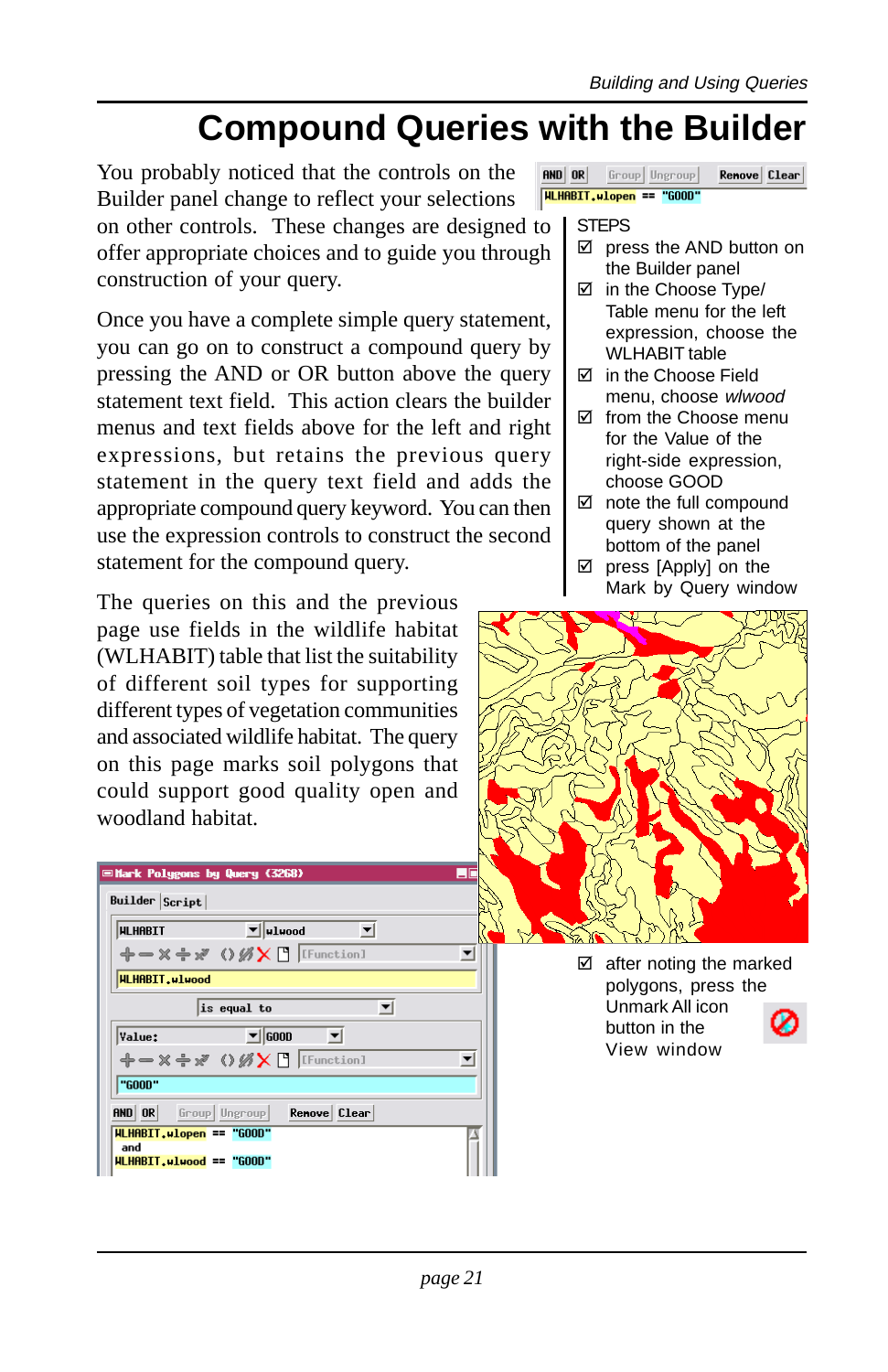# Compound Queries with the Builder

You probably noticed that the controls on the Builder panel change to reflect your selections on other controls. These changes are designed to offer appropriate choices and to guide you through construction of your query.

Once you have a complete simple query statement, you can go on to construct a compound query by pressing the AND or OR button above the query statement text field. This action clears the builder menus and text fields above for the left and right expressions, but retains the previous query statement in the query text field and adds the appropriate compound query keyword. You can then use the expression controls to construct the second statement for the compound query.

The queries on this and the previous page use fields in the wildlife habitat (WLHABIT) table that list the suitability of different soil types for supporting different types of vegetation communities and associated wildlife habitat. The query on this page marks soil polygons that could support good quality open and woodland habitat.

STEPS

- ☑ press the AND button on the Builder panel
- ☑ in the Choose Type/ Table menu for the left expression, choose the WLHABIT table
- ☑ in the Choose Field menu, choose *wlwood*
- ☑ from the Choose menu for the Value of the right-side expression, choose GOOD
- ☑ note the full compound query shown at the bottom of the panel
- ☑ press [Apply] on the Mark by Query window
- ☑ after noting the marked polygons, press the Unmark All icon button in the View window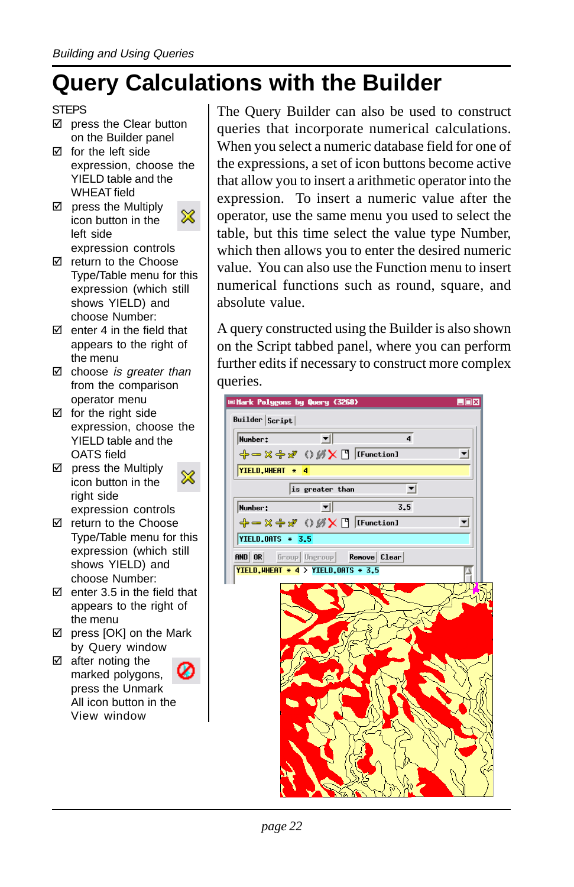# Query Calculations with the Builder

STEPS

- ☑ press the Clear button on the Builder panel
- ☑ for the left side expression, choose the YIELD table and the WHEAT field
- ☑ press the Multiply icon button in the left side expression controls
- ☑ return to the Choose Type/Table menu for this expression (which still shows YIELD) and choose Number:
- ☑ enter 4 in the field that appears to the right of the menu
- ☑ choose *is greater than* from the comparison operator menu
- ☑ for the right side expression, choose the YIELD table and the OATS field
- ☑ press the Multiply icon button in the right side expression controls
- ☑ return to the Choose Type/Table menu for this expression (which still shows YIELD) and choose Number:
- ☑ enter 3.5 in the field that appears to the right of the menu
- ☑ press [OK] on the Mark by Query window
- ☑ after noting the marked polygons, press the Unmark All icon button in the View window

The Query Builder can also be used to construct queries that incorporate numerical calculations. When you select a numeric database field for one of the expressions, a set of icon buttons become active that allow you to insert a arithmetic operator into the expression. To insert a numeric value after the operator, use the same menu you used to select the table, but this time select the value type Number, which then allows you to enter the desired numeric value. You can also use the Function menu to insert numerical functions such as round, square, and absolute value.

A query constructed using the Builder is also shown on the Script tabbed panel, where you can perform further edits if necessary to construct more complex queries.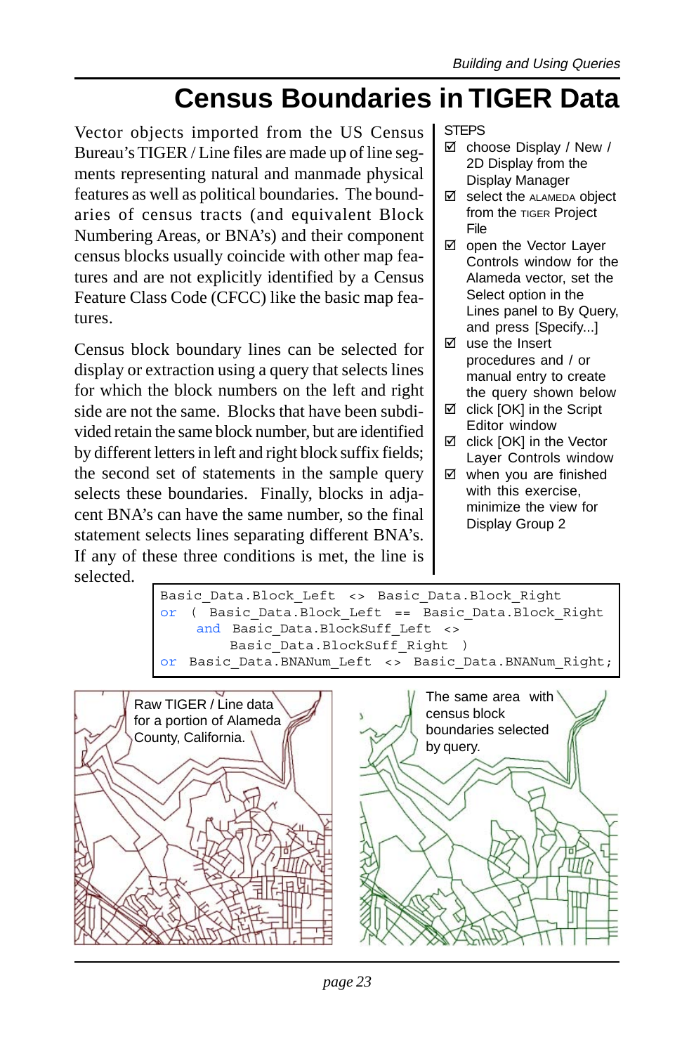# Census Boundaries in TIGER Data

Vector objects imported from the US Census Bureau's TIGER / Line files are made up of line segments representing natural and manmade physical features as well as political boundaries. The boundaries of census tracts (and equivalent Block Numbering Areas, or BNA's) and their component census blocks usually coincide with other map features and are not explicitly identified by a Census Feature Class Code (CFCC) like the basic map features.

Census block boundary lines can be selected for display or extraction using a query that selects lines for which the block numbers on the left and right side are not the same. Blocks that have been subdivided retain the same block number, but are identified by different letters in left and right block suffix fields; the second set of statements in the sample query selects these boundaries. Finally, blocks in adjacent BNA's can have the same number, so the final statement selects lines separating different BNA's. If any of these three conditions is met, the line is selected.

STEPS

- ☑ choose Display / New / 2D Display from the Display Manager
- ☑ select the ALAMEDA object from the TIGER Project File
- ☑ open the Vector Layer Controls window for the Alameda vector, set the Select option in the Lines panel to By Query, and press [Specify...]
- ☑ use the Insert procedures and / or manual entry to create the query shown below
- ☑ click [OK] in the Script Editor window
- ☑ click [OK] in the Vector Layer Controls window
- ☑ when you are finished with this exercise, minimize the view for Display Group 2

```
Basic_Data.Block_Left  <>  Basic_Data.Block_Right
or  (  Basic_Data.Block_Left  ==  Basic_Data.Block_Right
     and  Basic_Data.BlockSuff_Left  <>
          Basic_Data.BlockSuff_Right  )
or  Basic_Data.BNANum_Left  <>  Basic_Data.BNANum_Right;
```

Raw TIGER / Line data for a portion of Alameda County, California.

The same area with census block boundaries selected by query.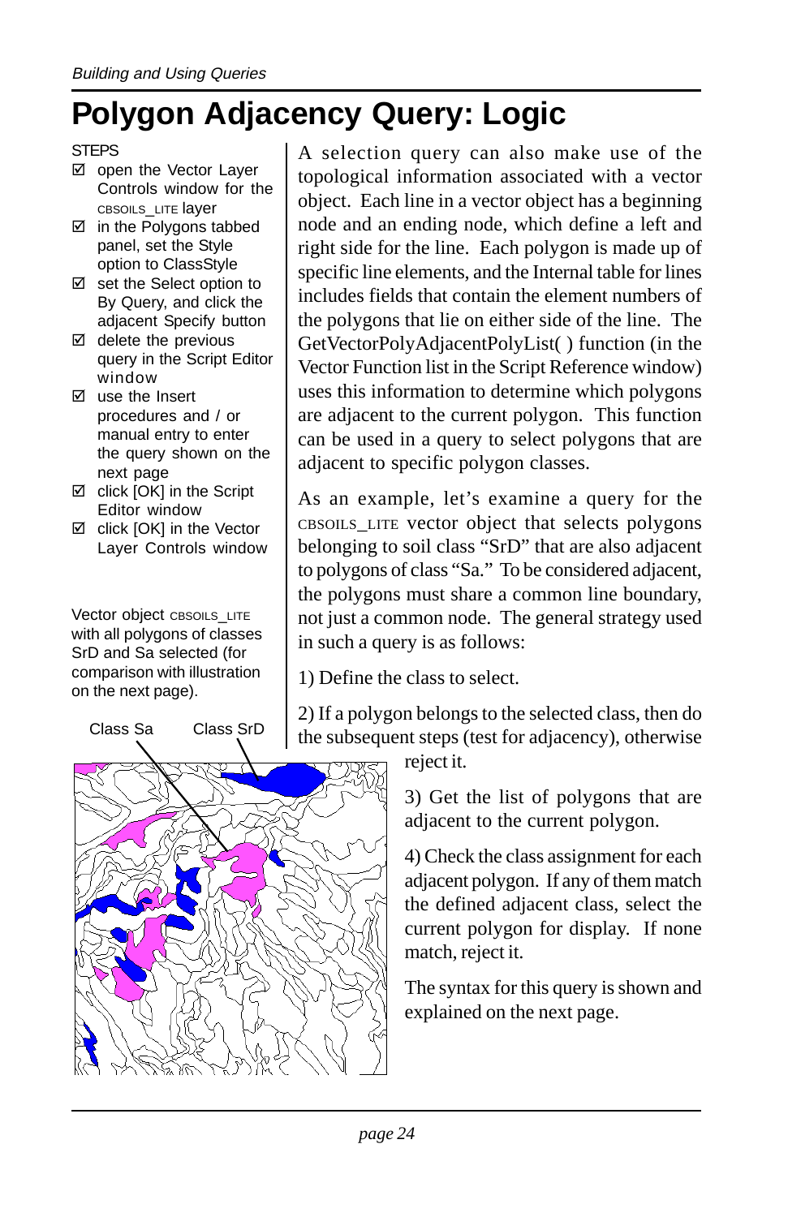# Polygon Adjacency Query: Logic

STEPS

- ☑ open the Vector Layer Controls window for the CBSOILS_LITE layer
- ☑ in the Polygons tabbed panel, set the Style option to ClassStyle
- ☑ set the Select option to By Query, and click the adjacent Specify button
- ☑ delete the previous query in the Script Editor window
- ☑ use the Insert procedures and / or manual entry to enter the query shown on the next page
- ☑ click [OK] in the Script Editor window
- ☑ click [OK] in the Vector Layer Controls window

Vector object CBSOILS_LITE with all polygons of classes SrD and Sa selected (for comparison with illustration on the next page).

Class Sa    Class SrD

A selection query can also make use of the topological information associated with a vector object. Each line in a vector object has a beginning node and an ending node, which define a left and right side for the line. Each polygon is made up of specific line elements, and the Internal table for lines includes fields that contain the element numbers of the polygons that lie on either side of the line. The GetVectorPolyAdjacentPolyList( ) function (in the Vector Function list in the Script Reference window) uses this information to determine which polygons are adjacent to the current polygon. This function can be used in a query to select polygons that are adjacent to specific polygon classes.

As an example, let's examine a query for the CBSOILS_LITE vector object that selects polygons belonging to soil class "SrD" that are also adjacent to polygons of class "Sa." To be considered adjacent, the polygons must share a common line boundary, not just a common node. The general strategy used in such a query is as follows:

1) Define the class to select.

2) If a polygon belongs to the selected class, then do the subsequent steps (test for adjacency), otherwise reject it.

3) Get the list of polygons that are adjacent to the current polygon.

4) Check the class assignment for each adjacent polygon. If any of them match the defined adjacent class, select the current polygon for display. If none match, reject it.

The syntax for this query is shown and explained on the next page.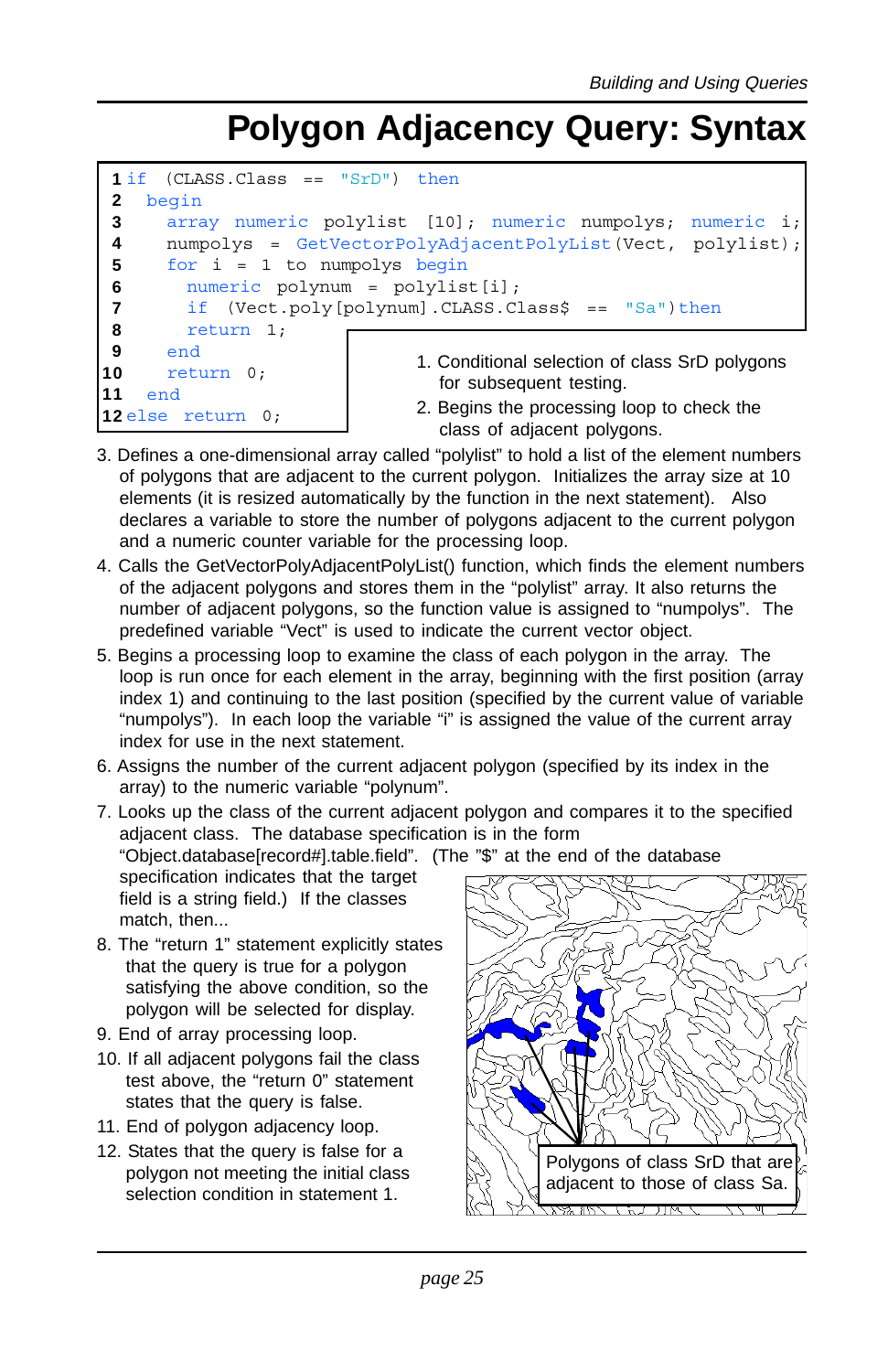# Polygon Adjacency Query: Syntax

```
1  if  (CLASS.Class  ==  "SrD")  then
2    begin
3      array numeric polylist [10]; numeric numpolys; numeric i;
4      numpolys = GetVectorPolyAdjacentPolyList(Vect, polylist);
5      for i = 1 to numpolys begin
6        numeric polynum = polylist[i];
7        if (Vect.poly[polynum].CLASS.Class$ == "Sa")then
8        return 1;
9      end
10     return 0;
11   end
12 else return 0;
```

1. Conditional selection of class SrD polygons for subsequent testing.
2. Begins the processing loop to check the class of adjacent polygons.
3. Defines a one-dimensional array called "polylist" to hold a list of the element numbers of polygons that are adjacent to the current polygon. Initializes the array size at 10 elements (it is resized automatically by the function in the next statement). Also declares a variable to store the number of polygons adjacent to the current polygon and a numeric counter variable for the processing loop.
4. Calls the GetVectorPolyAdjacentPolyList() function, which finds the element numbers of the adjacent polygons and stores them in the "polylist" array. It also returns the number of adjacent polygons, so the function value is assigned to "numpolys". The predefined variable "Vect" is used to indicate the current vector object.
5. Begins a processing loop to examine the class of each polygon in the array. The loop is run once for each element in the array, beginning with the first position (array index 1) and continuing to the last position (specified by the current value of variable "numpolys"). In each loop the variable "i" is assigned the value of the current array index for use in the next statement.
6. Assigns the number of the current adjacent polygon (specified by its index in the array) to the numeric variable "polynum".
7. Looks up the class of the current adjacent polygon and compares it to the specified adjacent class. The database specification is in the form "Object.database[record#].table.field". (The "$" at the end of the database specification indicates that the target field is a string field.) If the classes match, then...
8. The "return 1" statement explicitly states that the query is true for a polygon satisfying the above condition, so the polygon will be selected for display.
9. End of array processing loop.
10. If all adjacent polygons fail the class test above, the "return 0" statement states that the query is false.
11. End of polygon adjacency loop.
12. States that the query is false for a polygon not meeting the initial class selection condition in statement 1.

Polygons of class SrD that are adjacent to those of class Sa.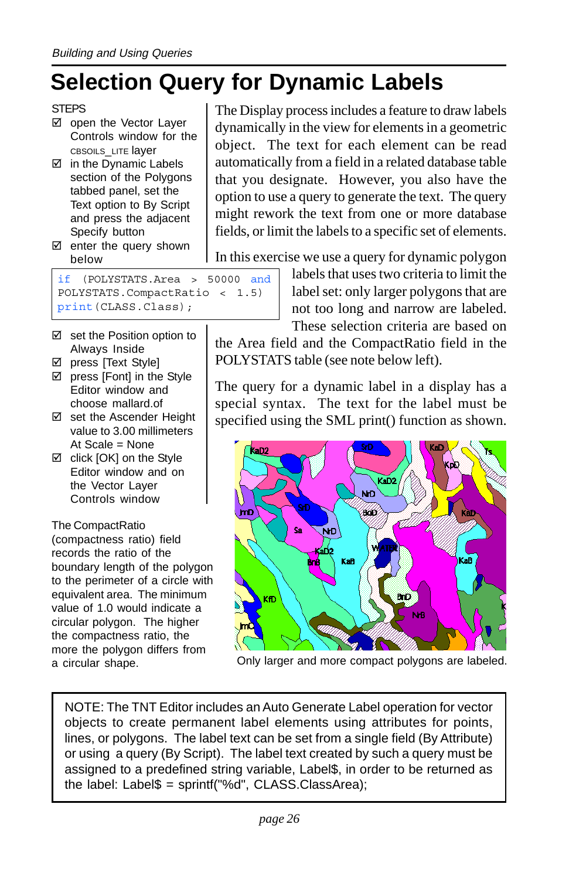# Selection Query for Dynamic Labels

STEPS

- ☑ open the Vector Layer Controls window for the CBSOILS_LITE layer
- ☑ in the Dynamic Labels section of the Polygons tabbed panel, set the Text option to By Script and press the adjacent Specify button
- ☑ enter the query shown below

```
if (POLYSTATS.Area > 50000 and
POLYSTATS.CompactRatio < 1.5)
print(CLASS.Class);
```

- ☑ set the Position option to Always Inside
- ☑ press [Text Style]
- ☑ press [Font] in the Style Editor window and choose mallard.of
- ☑ set the Ascender Height value to 3.00 millimeters At Scale = None
- ☑ click [OK] on the Style Editor window and on the Vector Layer Controls window

The CompactRatio (compactness ratio) field records the ratio of the boundary length of the polygon to the perimeter of a circle with equivalent area. The minimum value of 1.0 would indicate a circular polygon. The higher the compactness ratio, the more the polygon differs from a circular shape.

The Display process includes a feature to draw labels dynamically in the view for elements in a geometric object. The text for each element can be read automatically from a field in a related database table that you designate. However, you also have the option to use a query to generate the text. The query might rework the text from one or more database fields, or limit the labels to a specific set of elements.

In this exercise we use a query for dynamic polygon labels that uses two criteria to limit the label set: only larger polygons that are not too long and narrow are labeled. These selection criteria are based on the Area field and the CompactRatio field in the POLYSTATS table (see note below left).

The query for a dynamic label in a display has a special syntax. The text for the label must be specified using the SML print() function as shown.

Only larger and more compact polygons are labeled.

NOTE: The TNT Editor includes an Auto Generate Label operation for vector objects to create permanent label elements using attributes for points, lines, or polygons. The label text can be set from a single field (By Attribute) or using a query (By Script). The label text created by such a query must be assigned to a predefined string variable, Label$, in order to be returned as the label: Label$ = sprintf("%d", CLASS.ClassArea);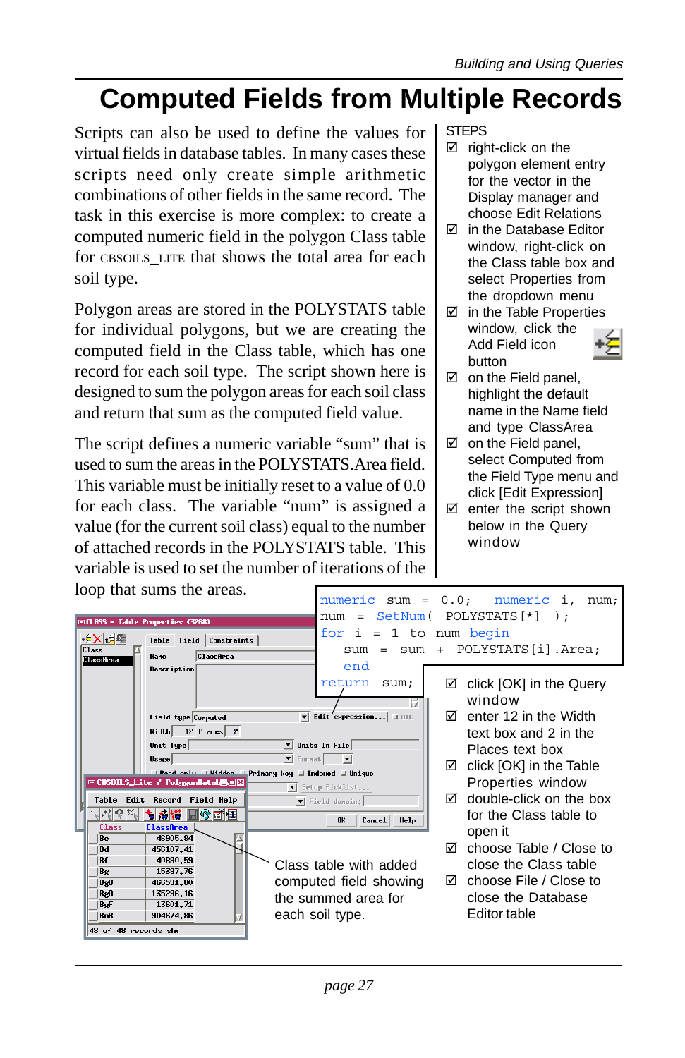# Computed Fields from Multiple Records

Scripts can also be used to define the values for virtual fields in database tables. In many cases these scripts need only create simple arithmetic combinations of other fields in the same record. The task in this exercise is more complex: to create a computed numeric field in the polygon Class table for CBSOILS_LITE that shows the total area for each soil type.

Polygon areas are stored in the POLYSTATS table for individual polygons, but we are creating the computed field in the Class table, which has one record for each soil type. The script shown here is designed to sum the polygon areas for each soil class and return that sum as the computed field value.

The script defines a numeric variable "sum" that is used to sum the areas in the POLYSTATS.Area field. This variable must be initially reset to a value of 0.0 for each class. The variable "num" is assigned a value (for the current soil class) equal to the number of attached records in the POLYSTATS table. This variable is used to set the number of iterations of the loop that sums the areas.

STEPS

- ☑ right-click on the polygon element entry for the vector in the Display manager and choose Edit Relations
- ☑ in the Database Editor window, right-click on the Class table box and select Properties from the dropdown menu
- ☑ in the Table Properties window, click the Add Field icon button
- ☑ on the Field panel, highlight the default name in the Name field and type ClassArea
- ☑ on the Field panel, select Computed from the Field Type menu and click [Edit Expression]
- ☑ enter the script shown below in the Query window

```
numeric sum = 0.0;  numeric i, num;
num = SetNum( POLYSTATS[*] );
for i = 1 to num begin
    sum = sum + POLYSTATS[i].Area;
    end
return sum;
```

- ☑ click [OK] in the Query window
- ☑ enter 12 in the Width text box and 2 in the Places text box
- ☑ click [OK] in the Table Properties window
- ☑ double-click on the box for the Class table to open it
- ☑ choose Table / Close to close the Class table
- ☑ choose File / Close to close the Database Editor table

| Class | ClassArea |
|---|---|
| Bc | 46905.84 |
| Bd | 456107.41 |
| Bf | 40880.59 |
| Bg | 15397.76 |
| BgB | 468591.80 |
| BgD | 135296.16 |
| BgF | 13601.71 |
| BnB | 304674.86 |

Class table with added computed field showing the summed area for each soil type.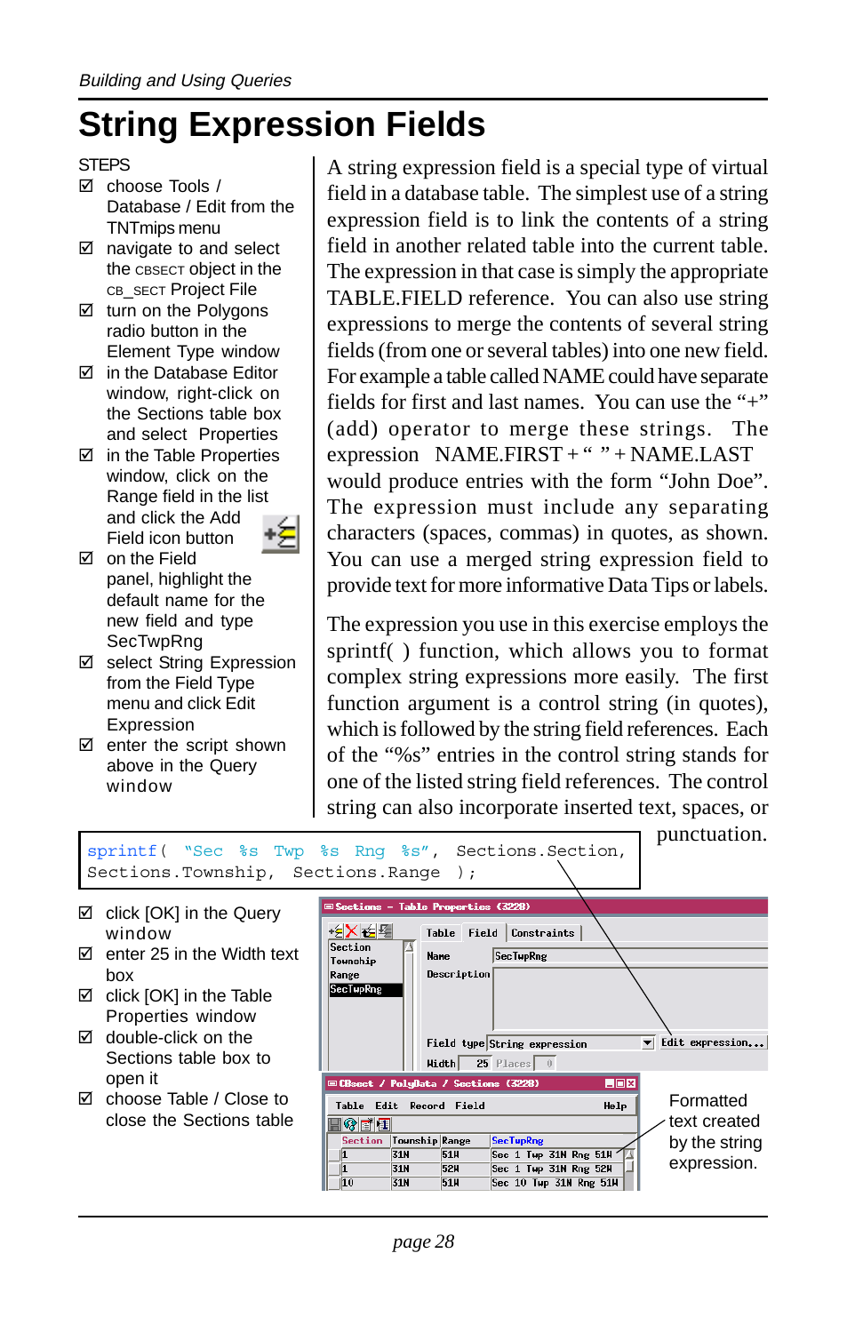# String Expression Fields

STEPS

- ☑ choose Tools / Database / Edit from the TNTmips menu
- ☑ navigate to and select the CBSECT object in the CB_SECT Project File
- ☑ turn on the Polygons radio button in the Element Type window
- ☑ in the Database Editor window, right-click on the Sections table box and select Properties
- ☑ in the Table Properties window, click on the Range field in the list and click the Add Field icon button
- ☑ on the Field panel, highlight the default name for the new field and type SecTwpRng
- ☑ select String Expression from the Field Type menu and click Edit Expression
- ☑ enter the script shown above in the Query window
- ☑ click [OK] in the Query window
- ☑ enter 25 in the Width text box
- ☑ click [OK] in the Table Properties window
- ☑ double-click on the Sections table box to open it
- ☑ choose Table / Close to close the Sections table

A string expression field is a special type of virtual field in a database table. The simplest use of a string expression field is to link the contents of a string field in another related table into the current table. The expression in that case is simply the appropriate TABLE.FIELD reference. You can also use string expressions to merge the contents of several string fields (from one or several tables) into one new field. For example a table called NAME could have separate fields for first and last names. You can use the "+" (add) operator to merge these strings. The expression NAME.FIRST + " " + NAME.LAST would produce entries with the form "John Doe". The expression must include any separating characters (spaces, commas) in quotes, as shown. You can use a merged string expression field to provide text for more informative Data Tips or labels.

The expression you use in this exercise employs the sprintf( ) function, which allows you to format complex string expressions more easily. The first function argument is a control string (in quotes), which is followed by the string field references. Each of the "%s" entries in the control string stands for one of the listed string field references. The control string can also incorporate inserted text, spaces, or punctuation.

```
sprintf( "Sec %s Twp %s Rng %s", Sections.Section,
Sections.Township, Sections.Range );
```

Formatted text created by the string expression.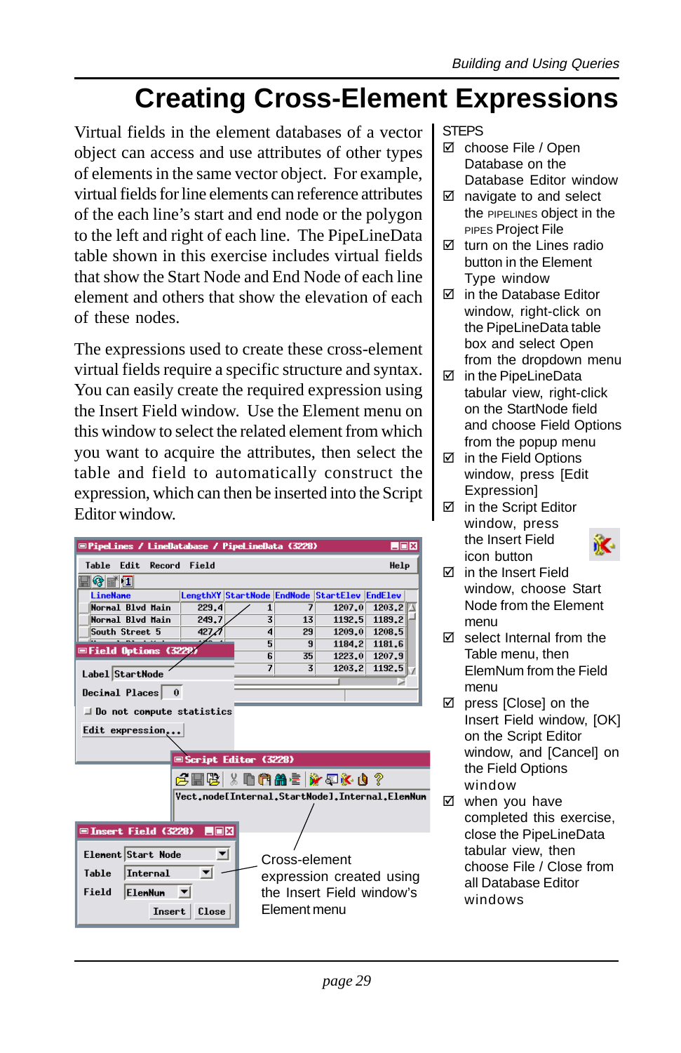# Creating Cross-Element Expressions

Virtual fields in the element databases of a vector object can access and use attributes of other types of elements in the same vector object. For example, virtual fields for line elements can reference attributes of the each line's start and end node or the polygon to the left and right of each line. The PipeLineData table shown in this exercise includes virtual fields that show the Start Node and End Node of each line element and others that show the elevation of each of these nodes.

The expressions used to create these cross-element virtual fields require a specific structure and syntax. You can easily create the required expression using the Insert Field window. Use the Element menu on this window to select the related element from which you want to acquire the attributes, then select the table and field to automatically construct the expression, which can then be inserted into the Script Editor window.

Cross-element expression created using the Insert Field window's Element menu

STEPS

- ☑ choose File / Open Database on the Database Editor window
- ☑ navigate to and select the PIPELINES object in the PIPES Project File
- ☑ turn on the Lines radio button in the Element Type window
- ☑ in the Database Editor window, right-click on the PipeLineData table box and select Open from the dropdown menu
- ☑ in the PipeLineData tabular view, right-click on the StartNode field and choose Field Options from the popup menu
- ☑ in the Field Options window, press [Edit Expression]
- ☑ in the Script Editor window, press the Insert Field icon button
- ☑ in the Insert Field window, choose Start Node from the Element menu
- ☑ select Internal from the Table menu, then ElemNum from the Field menu
- ☑ press [Close] on the Insert Field window, [OK] on the Script Editor window, and [Cancel] on the Field Options window
- ☑ when you have completed this exercise, close the PipeLineData tabular view, then choose File / Close from all Database Editor windows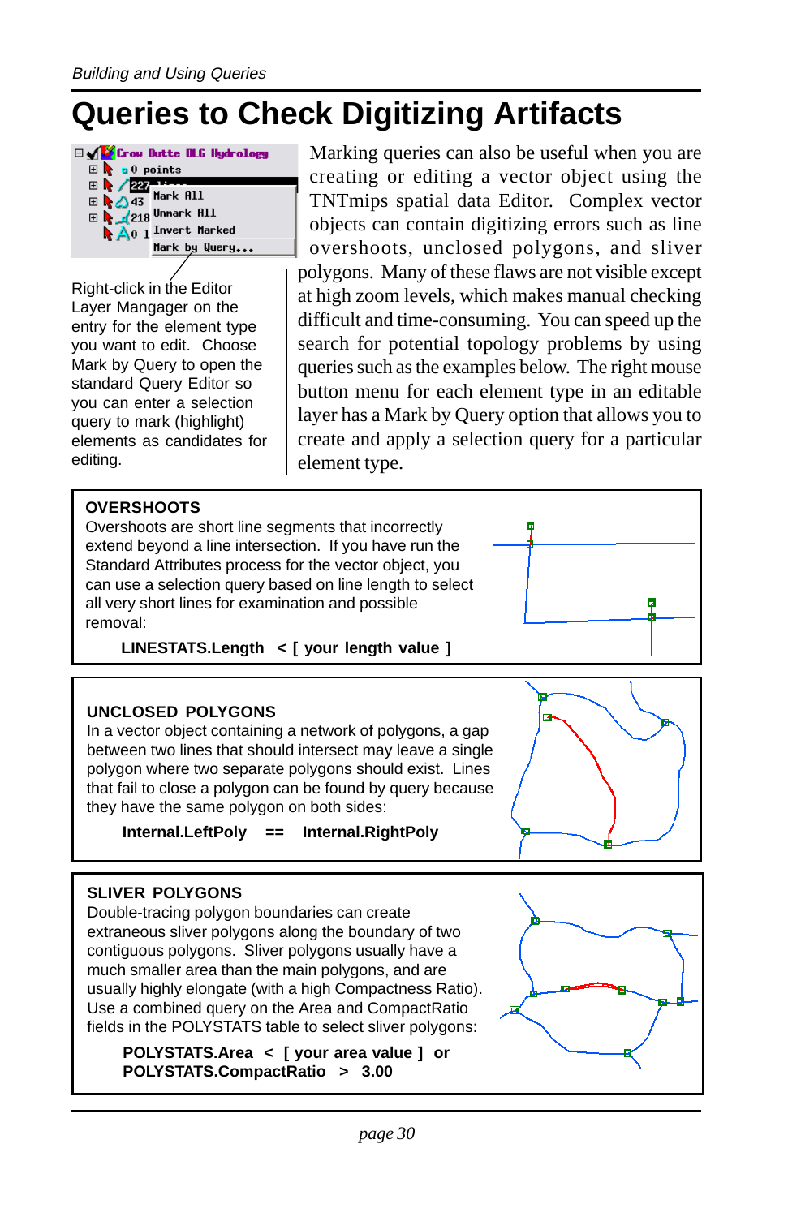# Queries to Check Digitizing Artifacts

Right-click in the Editor Layer Mangager on the entry for the element type you want to edit. Choose Mark by Query to open the standard Query Editor so you can enter a selection query to mark (highlight) elements as candidates for editing.

Marking queries can also be useful when you are creating or editing a vector object using the TNTmips spatial data Editor. Complex vector objects can contain digitizing errors such as line overshoots, unclosed polygons, and sliver polygons. Many of these flaws are not visible except at high zoom levels, which makes manual checking difficult and time-consuming. You can speed up the search for potential topology problems by using queries such as the examples below. The right mouse button menu for each element type in an editable layer has a Mark by Query option that allows you to create and apply a selection query for a particular element type.

**OVERSHOOTS**

Overshoots are short line segments that incorrectly extend beyond a line intersection. If you have run the Standard Attributes process for the vector object, you can use a selection query based on line length to select all very short lines for examination and possible removal:

**LINESTATS.Length < [ your length value ]**

**UNCLOSED POLYGONS**

In a vector object containing a network of polygons, a gap between two lines that should intersect may leave a single polygon where two separate polygons should exist. Lines that fail to close a polygon can be found by query because they have the same polygon on both sides:

**Internal.LeftPoly == Internal.RightPoly**

**SLIVER POLYGONS**

Double-tracing polygon boundaries can create extraneous sliver polygons along the boundary of two contiguous polygons. Sliver polygons usually have a much smaller area than the main polygons, and are usually highly elongate (with a high Compactness Ratio). Use a combined query on the Area and CompactRatio fields in the POLYSTATS table to select sliver polygons:

**POLYSTATS.Area < [ your area value ] or**
**POLYSTATS.CompactRatio > 3.00**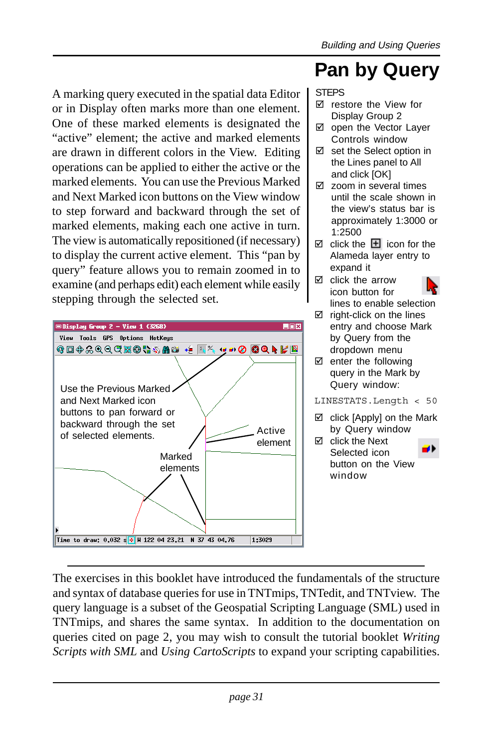# Pan by Query

A marking query executed in the spatial data Editor or in Display often marks more than one element. One of these marked elements is designated the "active" element; the active and marked elements are drawn in different colors in the View. Editing operations can be applied to either the active or the marked elements. You can use the Previous Marked and Next Marked icon buttons on the View window to step forward and backward through the set of marked elements, making each one active in turn. The view is automatically repositioned (if necessary) to display the current active element. This "pan by query" feature allows you to remain zoomed in to examine (and perhaps edit) each element while easily stepping through the selected set.

Display Group 2 - View 1 (3268)

Use the Previous Marked and Next Marked icon buttons to pan forward or backward through the set of selected elements.

Active element

Marked elements

Time to draw: 0.032 s W 122 04 23.21 N 37 43 04.76 1:3029

STEPS

- ☑ restore the View for Display Group 2
- ☑ open the Vector Layer Controls window
- ☑ set the Select option in the Lines panel to All and click [OK]
- ☑ zoom in several times until the scale shown in the view's status bar is approximately 1:3000 or 1:2500
- ☑ click the ⊞ icon for the Alameda layer entry to expand it
- ☑ click the arrow icon button for lines to enable selection
- ☑ right-click on the lines entry and choose Mark by Query from the dropdown menu
- ☑ enter the following query in the Mark by Query window:

```
LINESTATS.Length < 50
```

- ☑ click [Apply] on the Mark by Query window
- ☑ click the Next Selected icon button on the View window

---

The exercises in this booklet have introduced the fundamentals of the structure and syntax of database queries for use in TNTmips, TNTedit, and TNTview. The query language is a subset of the Geospatial Scripting Language (SML) used in TNTmips, and shares the same syntax. In addition to the documentation on queries cited on page 2, you may wish to consult the tutorial booklet *Writing Scripts with SML* and *Using CartoScripts* to expand your scripting capabilities.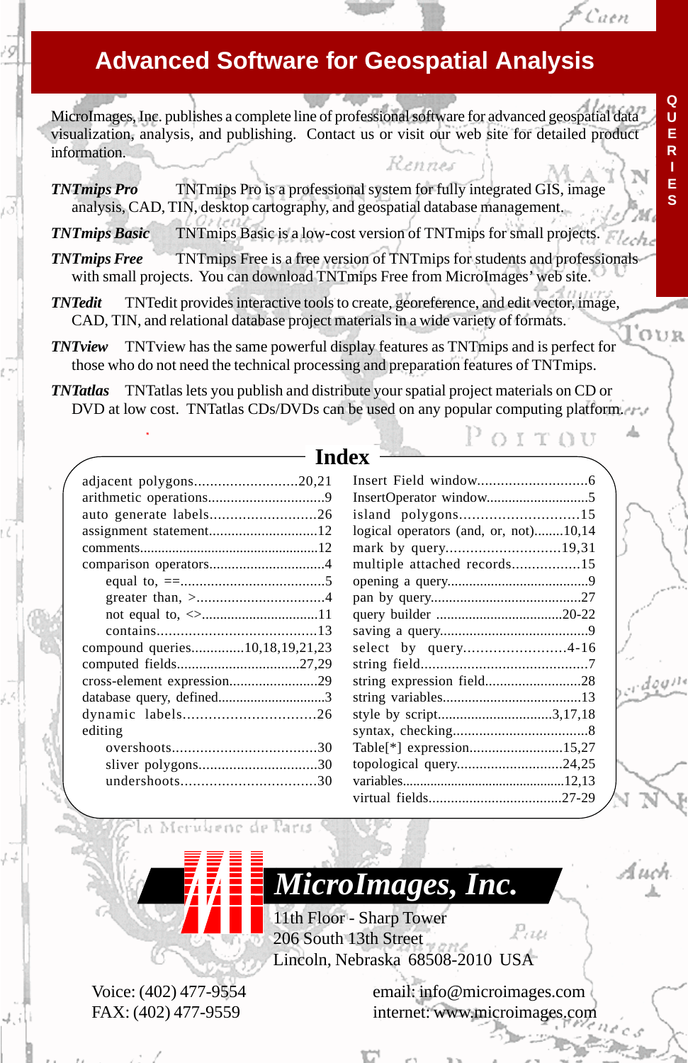# Advanced Software for Geospatial Analysis

MicroImages, Inc. publishes a complete line of professional software for advanced geospatial data visualization, analysis, and publishing. Contact us or visit our web site for detailed product information.

***TNTmips Pro*** TNTmips Pro is a professional system for fully integrated GIS, image analysis, CAD, TIN, desktop cartography, and geospatial database management.

***TNTmips Basic*** TNTmips Basic is a low-cost version of TNTmips for small projects.

***TNTmips Free*** TNTmips Free is a free version of TNTmips for students and professionals with small projects. You can download TNTmips Free from MicroImages' web site.

***TNTedit*** TNTedit provides interactive tools to create, georeference, and edit vector, image, CAD, TIN, and relational database project materials in a wide variety of formats.

***TNTview*** TNTview has the same powerful display features as TNTmips and is perfect for those who do not need the technical processing and preparation features of TNTmips.

***TNTatlas*** TNTatlas lets you publish and distribute your spatial project materials on CD or DVD at low cost. TNTatlas CDs/DVDs can be used on any popular computing platform.

## Index

adjacent polygons..........................20,21
arithmetic operations..............................9
auto generate labels..........................26
assignment statement.............................12
comments.................................................12
comparison operators...............................4
    equal to, ==......................................5
    greater than, >.................................4
    not equal to, <>...............................11
    contains.........................................13
compound queries..............10,18,19,21,23
computed fields.................................27,29
cross-element expression........................29
database query, defined.............................3
dynamic labels...............................26
editing
    overshoots....................................30
    sliver polygons...............................30
    undershoots.................................30
Insert Field window............................6
InsertOperator window............................5
island polygons............................15
logical operators (and, or, not)........10,14
mark by query...........................19,31
multiple attached records.................15
opening a query.......................................9
pan by query.........................................27
query builder ...................................20-22
saving a query.........................................9
select by query.........................4-16
string field...........................................7
string expression field..........................28
string variables......................................13
style by script...............................3,17,18
syntax, checking....................................8
Table[*] expression.........................15,27
topological query............................24,25
variables..............................................12,13
virtual fields....................................27-29

**MicroImages, Inc.**

11th Floor - Sharp Tower
206 South 13th Street
Lincoln, Nebraska 68508-2010 USA

Voice: (402) 477-9554
FAX: (402) 477-9559

email: info@microimages.com
internet: www.microimages.com